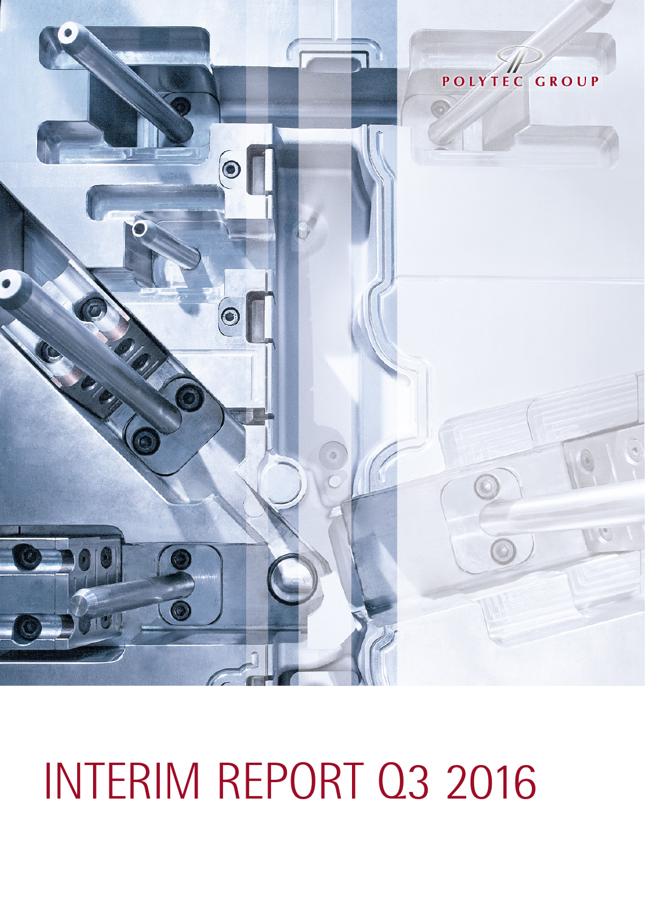POLYTEC GROUP

# INTERIM REPORT Q3 2016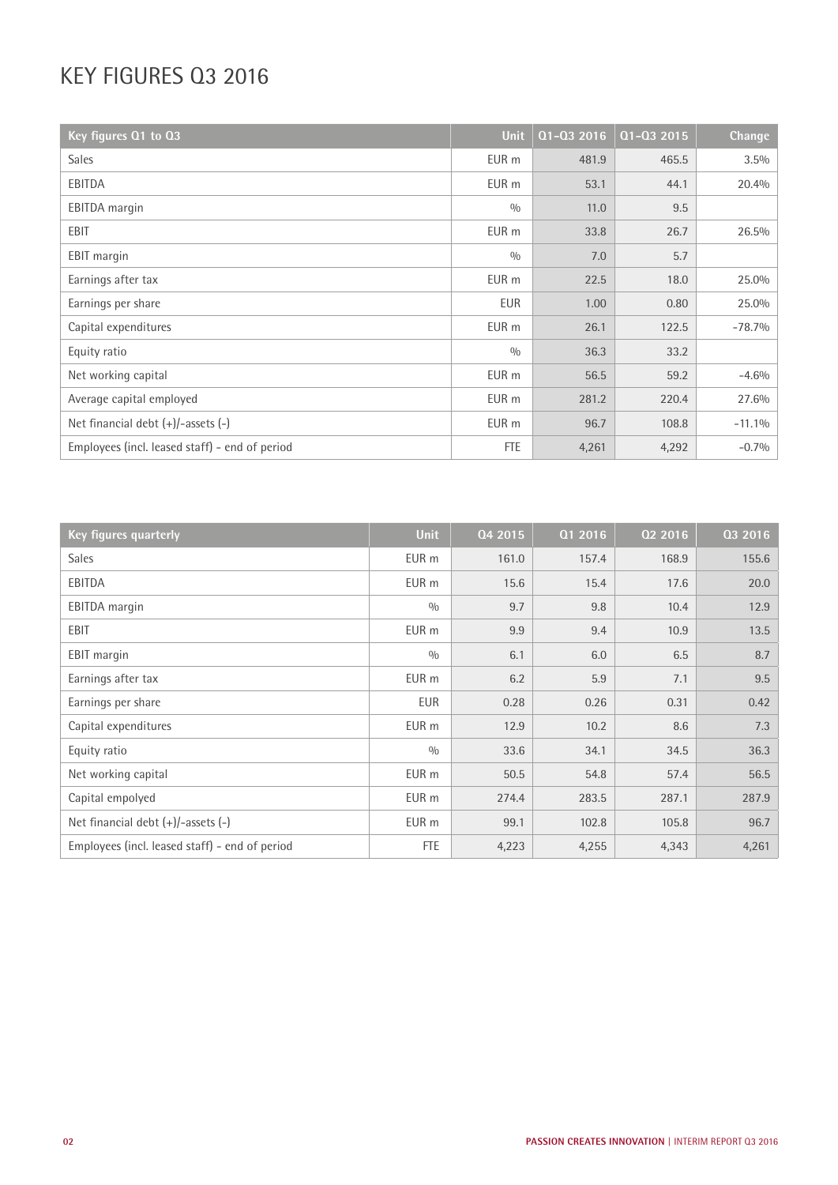# KEY FIGURES Q3 2016

| Key figures Q1 to Q3 | Unit | Q1-Q3 2016 | Q1-Q3 2015 | Change |
|---|---|---|---|---|
| Sales | EUR m | 481.9 | 465.5 | 3.5% |
| EBITDA | EUR m | 53.1 | 44.1 | 20.4% |
| EBITDA margin | % | 11.0 | 9.5 | |
| EBIT | EUR m | 33.8 | 26.7 | 26.5% |
| EBIT margin | % | 7.0 | 5.7 | |
| Earnings after tax | EUR m | 22.5 | 18.0 | 25.0% |
| Earnings per share | EUR | 1.00 | 0.80 | 25.0% |
| Capital expenditures | EUR m | 26.1 | 122.5 | -78.7% |
| Equity ratio | % | 36.3 | 33.2 | |
| Net working capital | EUR m | 56.5 | 59.2 | -4.6% |
| Average capital employed | EUR m | 281.2 | 220.4 | 27.6% |
| Net financial debt (+)/-assets (-) | EUR m | 96.7 | 108.8 | -11.1% |
| Employees (incl. leased staff) - end of period | FTE | 4,261 | 4,292 | -0.7% |

| Key figures quarterly | Unit | Q4 2015 | Q1 2016 | Q2 2016 | Q3 2016 |
|---|---|---|---|---|---|
| Sales | EUR m | 161.0 | 157.4 | 168.9 | 155.6 |
| EBITDA | EUR m | 15.6 | 15.4 | 17.6 | 20.0 |
| EBITDA margin | % | 9.7 | 9.8 | 10.4 | 12.9 |
| EBIT | EUR m | 9.9 | 9.4 | 10.9 | 13.5 |
| EBIT margin | % | 6.1 | 6.0 | 6.5 | 8.7 |
| Earnings after tax | EUR m | 6.2 | 5.9 | 7.1 | 9.5 |
| Earnings per share | EUR | 0.28 | 0.26 | 0.31 | 0.42 |
| Capital expenditures | EUR m | 12.9 | 10.2 | 8.6 | 7.3 |
| Equity ratio | % | 33.6 | 34.1 | 34.5 | 36.3 |
| Net working capital | EUR m | 50.5 | 54.8 | 57.4 | 56.5 |
| Capital empolyed | EUR m | 274.4 | 283.5 | 287.1 | 287.9 |
| Net financial debt (+)/-assets (-) | EUR m | 99.1 | 102.8 | 105.8 | 96.7 |
| Employees (incl. leased staff) - end of period | FTE | 4,223 | 4,255 | 4,343 | 4,261 |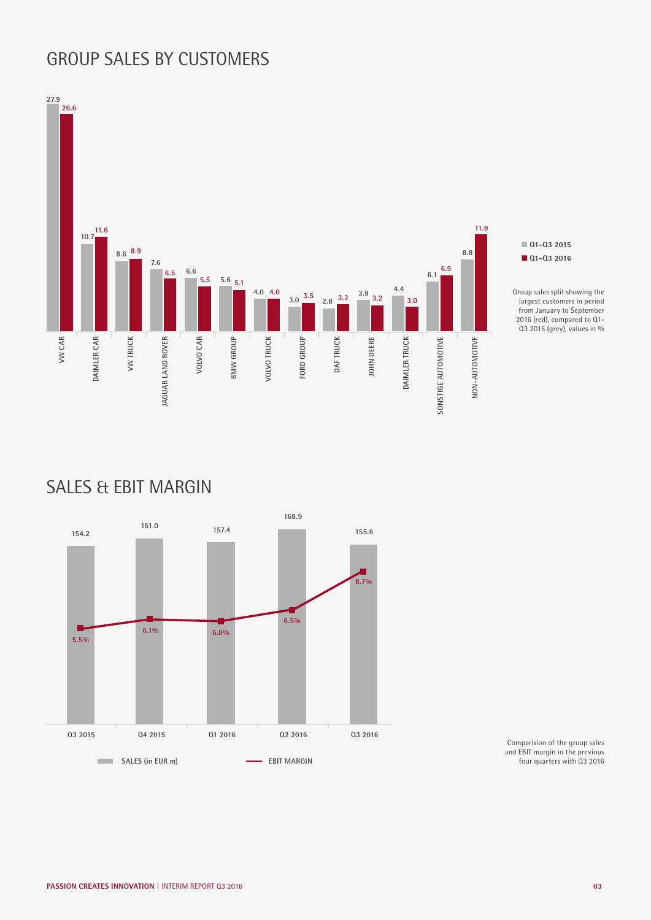## GROUP SALES BY CUSTOMERS

| Customer | Q1–Q3 2015 | Q1–Q3 2016 |
|---|---|---|
| VW CAR | 27.9 | 26.6 |
| DAIMLER CAR | 10.7 | 11.6 |
| VW TRUCK | 8.6 | 8.9 |
| JAGUAR LAND ROVER | 7.6 | 6.5 |
| VOLVO CAR | 6.6 | 5.5 |
| BMW GROUP | 5.6 | 5.1 |
| VOLVO TRUCK | 4.0 | 4.0 |
| FORD GROUP | 3.0 | 3.5 |
| DAF TRUCK | 2.8 | 3.3 |
| JOHN DEERE | 3.9 | 3.2 |
| DAIMLER TRUCK | 4.4 | 3.0 |
| SONSTIGE AUTOMOTIVE | 6.1 | 6.9 |
| NON-AUTOMOTIVE | 8.8 | 11.9 |

Group sales split showing the largest customers in period from January to September 2016 (red), compared to Q1-Q3 2015 (grey), values in %

## SALES & EBIT MARGIN

| | Q3 2015 | Q4 2015 | Q1 2016 | Q2 2016 | Q3 2016 |
|---|---|---|---|---|---|
| SALES (in EUR m) | 154.2 | 161.0 | 157.4 | 168.9 | 155.6 |
| EBIT MARGIN | 5.5% | 6.1% | 6.0% | 6.5% | 8.7% |

Comparision of the group sales and EBIT margin in the previous four quarters with Q3 2016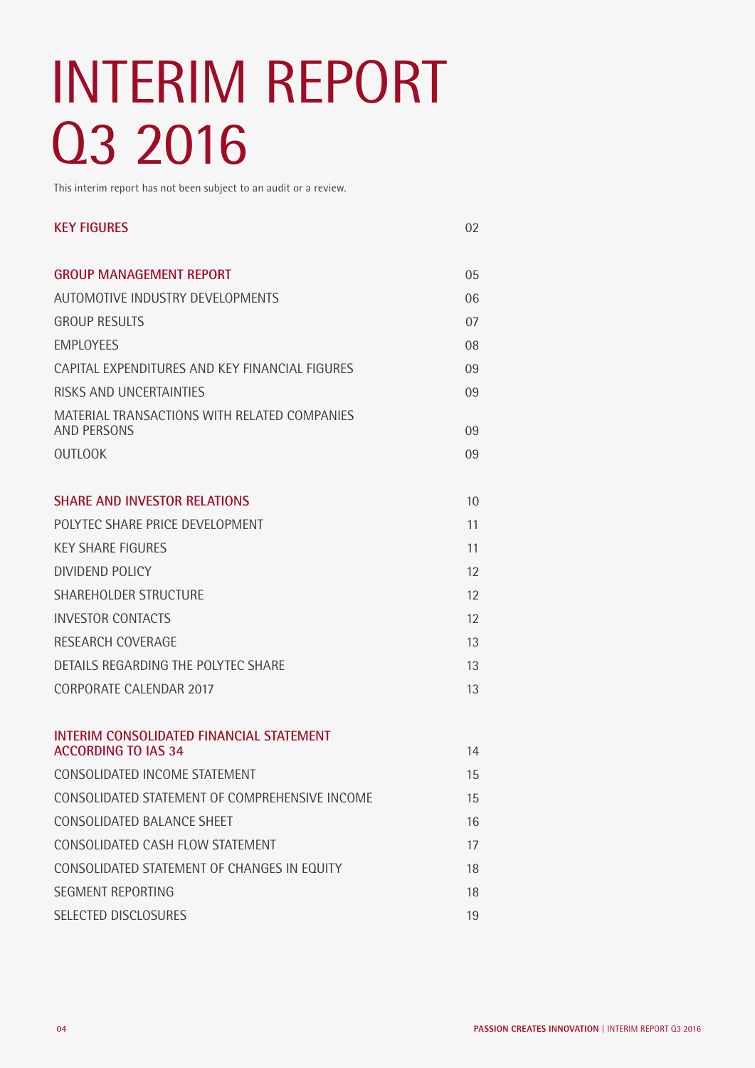# INTERIM REPORT Q3 2016

This interim report has not been subject to an audit or a review.

| | |
|---|---|
| **KEY FIGURES** | 02 |
| **GROUP MANAGEMENT REPORT** | 05 |
| AUTOMOTIVE INDUSTRY DEVELOPMENTS | 06 |
| GROUP RESULTS | 07 |
| EMPLOYEES | 08 |
| CAPITAL EXPENDITURES AND KEY FINANCIAL FIGURES | 09 |
| RISKS AND UNCERTAINTIES | 09 |
| MATERIAL TRANSACTIONS WITH RELATED COMPANIES AND PERSONS | 09 |
| OUTLOOK | 09 |
| **SHARE AND INVESTOR RELATIONS** | 10 |
| POLYTEC SHARE PRICE DEVELOPMENT | 11 |
| KEY SHARE FIGURES | 11 |
| DIVIDEND POLICY | 12 |
| SHAREHOLDER STRUCTURE | 12 |
| INVESTOR CONTACTS | 12 |
| RESEARCH COVERAGE | 13 |
| DETAILS REGARDING THE POLYTEC SHARE | 13 |
| CORPORATE CALENDAR 2017 | 13 |
| **INTERIM CONSOLIDATED FINANCIAL STATEMENT ACCORDING TO IAS 34** | 14 |
| CONSOLIDATED INCOME STATEMENT | 15 |
| CONSOLIDATED STATEMENT OF COMPREHENSIVE INCOME | 15 |
| CONSOLIDATED BALANCE SHEET | 16 |
| CONSOLIDATED CASH FLOW STATEMENT | 17 |
| CONSOLIDATED STATEMENT OF CHANGES IN EQUITY | 18 |
| SEGMENT REPORTING | 18 |
| SELECTED DISCLOSURES | 19 |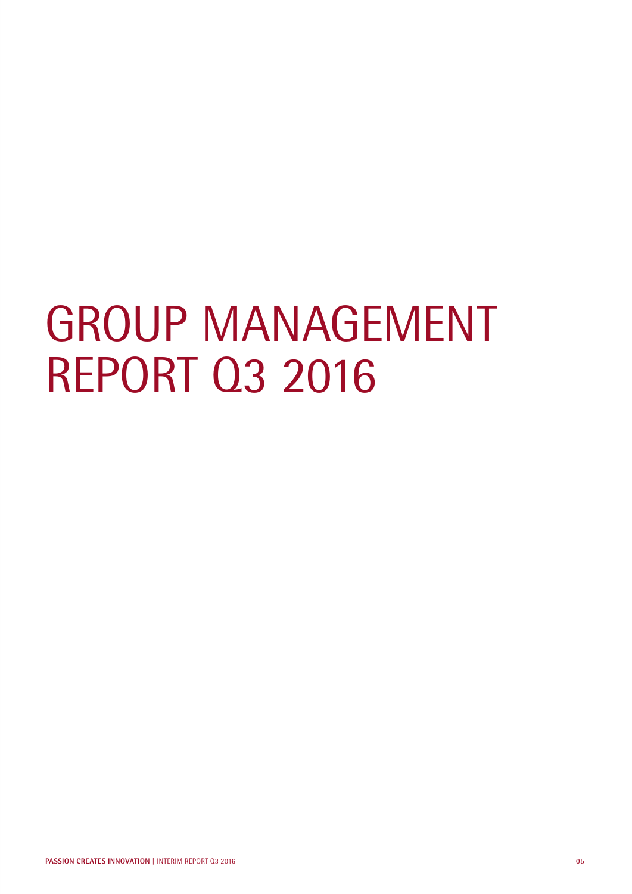# GROUP MANAGEMENT REPORT Q3 2016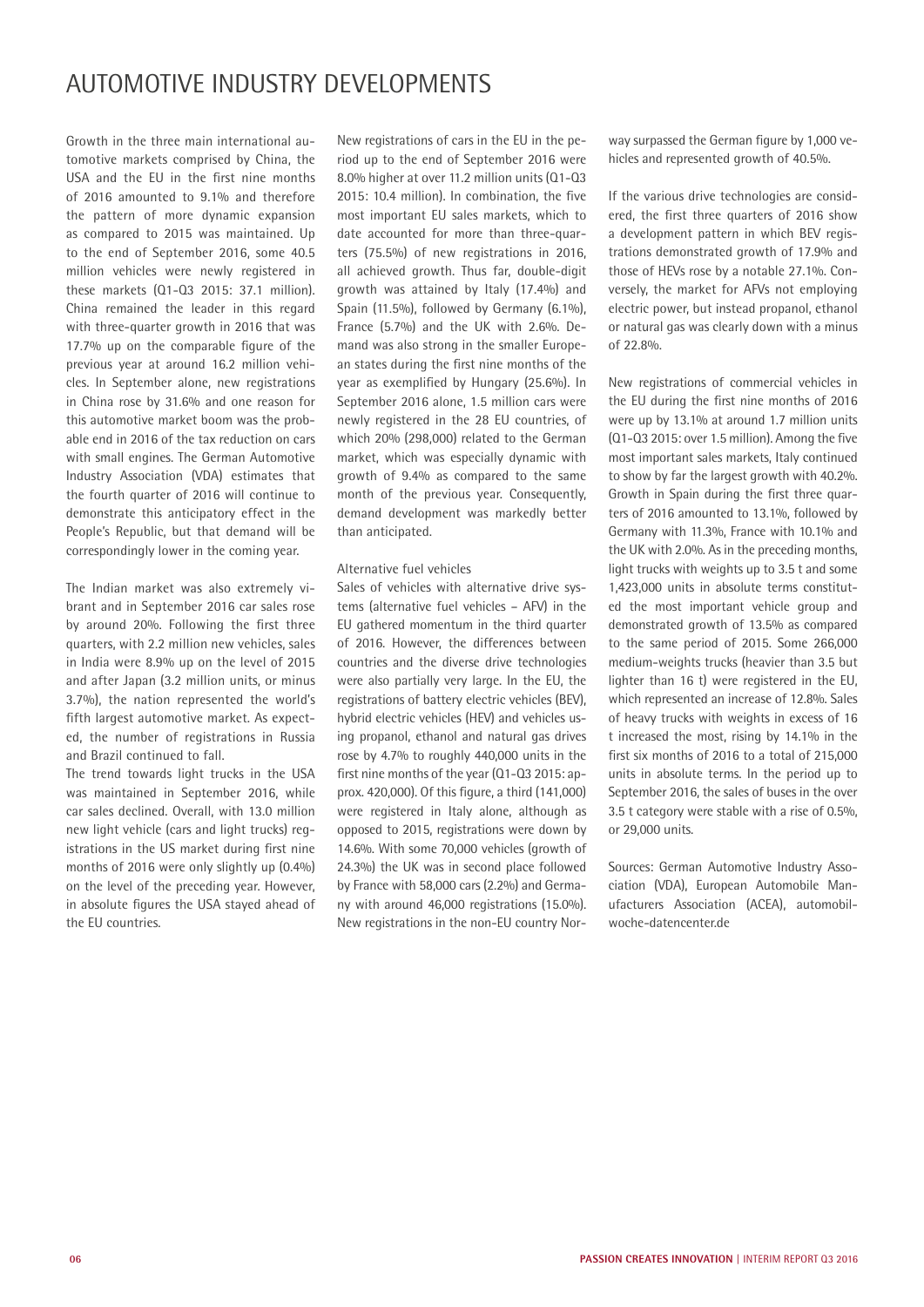# AUTOMOTIVE INDUSTRY DEVELOPMENTS

Growth in the three main international automotive markets comprised by China, the USA and the EU in the first nine months of 2016 amounted to 9.1% and therefore the pattern of more dynamic expansion as compared to 2015 was maintained. Up to the end of September 2016, some 40.5 million vehicles were newly registered in these markets (Q1-Q3 2015: 37.1 million). China remained the leader in this regard with three-quarter growth in 2016 that was 17.7% up on the comparable figure of the previous year at around 16.2 million vehicles. In September alone, new registrations in China rose by 31.6% and one reason for this automotive market boom was the probable end in 2016 of the tax reduction on cars with small engines. The German Automotive Industry Association (VDA) estimates that the fourth quarter of 2016 will continue to demonstrate this anticipatory effect in the People's Republic, but that demand will be correspondingly lower in the coming year.

The Indian market was also extremely vibrant and in September 2016 car sales rose by around 20%. Following the first three quarters, with 2.2 million new vehicles, sales in India were 8.9% up on the level of 2015 and after Japan (3.2 million units, or minus 3.7%), the nation represented the world's fifth largest automotive market. As expected, the number of registrations in Russia and Brazil continued to fall.

The trend towards light trucks in the USA was maintained in September 2016, while car sales declined. Overall, with 13.0 million new light vehicle (cars and light trucks) registrations in the US market during first nine months of 2016 were only slightly up (0.4%) on the level of the preceding year. However, in absolute figures the USA stayed ahead of the EU countries.

New registrations of cars in the EU in the period up to the end of September 2016 were 8.0% higher at over 11.2 million units (Q1-Q3 2015: 10.4 million). In combination, the five most important EU sales markets, which to date accounted for more than three-quarters (75.5%) of new registrations in 2016, all achieved growth. Thus far, double-digit growth was attained by Italy (17.4%) and Spain (11.5%), followed by Germany (6.1%), France (5.7%) and the UK with 2.6%. Demand was also strong in the smaller European states during the first nine months of the year as exemplified by Hungary (25.6%). In September 2016 alone, 1.5 million cars were newly registered in the 28 EU countries, of which 20% (298,000) related to the German market, which was especially dynamic with growth of 9.4% as compared to the same month of the previous year. Consequently, demand development was markedly better than anticipated.

## Alternative fuel vehicles

Sales of vehicles with alternative drive systems (alternative fuel vehicles – AFV) in the EU gathered momentum in the third quarter of 2016. However, the differences between countries and the diverse drive technologies were also partially very large. In the EU, the registrations of battery electric vehicles (BEV), hybrid electric vehicles (HEV) and vehicles using propanol, ethanol and natural gas drives rose by 4.7% to roughly 440,000 units in the first nine months of the year (Q1-Q3 2015: approx. 420,000). Of this figure, a third (141,000) were registered in Italy alone, although as opposed to 2015, registrations were down by 14.6%. With some 70,000 vehicles (growth of 24.3%) the UK was in second place followed by France with 58,000 cars (2.2%) and Germany with around 46,000 registrations (15.0%). New registrations in the non-EU country Norway surpassed the German figure by 1,000 vehicles and represented growth of 40.5%.

If the various drive technologies are considered, the first three quarters of 2016 show a development pattern in which BEV registrations demonstrated growth of 17.9% and those of HEVs rose by a notable 27.1%. Conversely, the market for AFVs not employing electric power, but instead propanol, ethanol or natural gas was clearly down with a minus of 22.8%.

New registrations of commercial vehicles in the EU during the first nine months of 2016 were up by 13.1% at around 1.7 million units (Q1-Q3 2015: over 1.5 million). Among the five most important sales markets, Italy continued to show by far the largest growth with 40.2%. Growth in Spain during the first three quarters of 2016 amounted to 13.1%, followed by Germany with 11.3%, France with 10.1% and the UK with 2.0%. As in the preceding months, light trucks with weights up to 3.5 t and some 1,423,000 units in absolute terms constituted the most important vehicle group and demonstrated growth of 13.5% as compared to the same period of 2015. Some 266,000 medium-weights trucks (heavier than 3.5 but lighter than 16 t) were registered in the EU, which represented an increase of 12.8%. Sales of heavy trucks with weights in excess of 16 t increased the most, rising by 14.1% in the first six months of 2016 to a total of 215,000 units in absolute terms. In the period up to September 2016, the sales of buses in the over 3.5 t category were stable with a rise of 0.5%, or 29,000 units.

Sources: German Automotive Industry Association (VDA), European Automobile Manufacturers Association (ACEA), automobilwoche-datencenter.de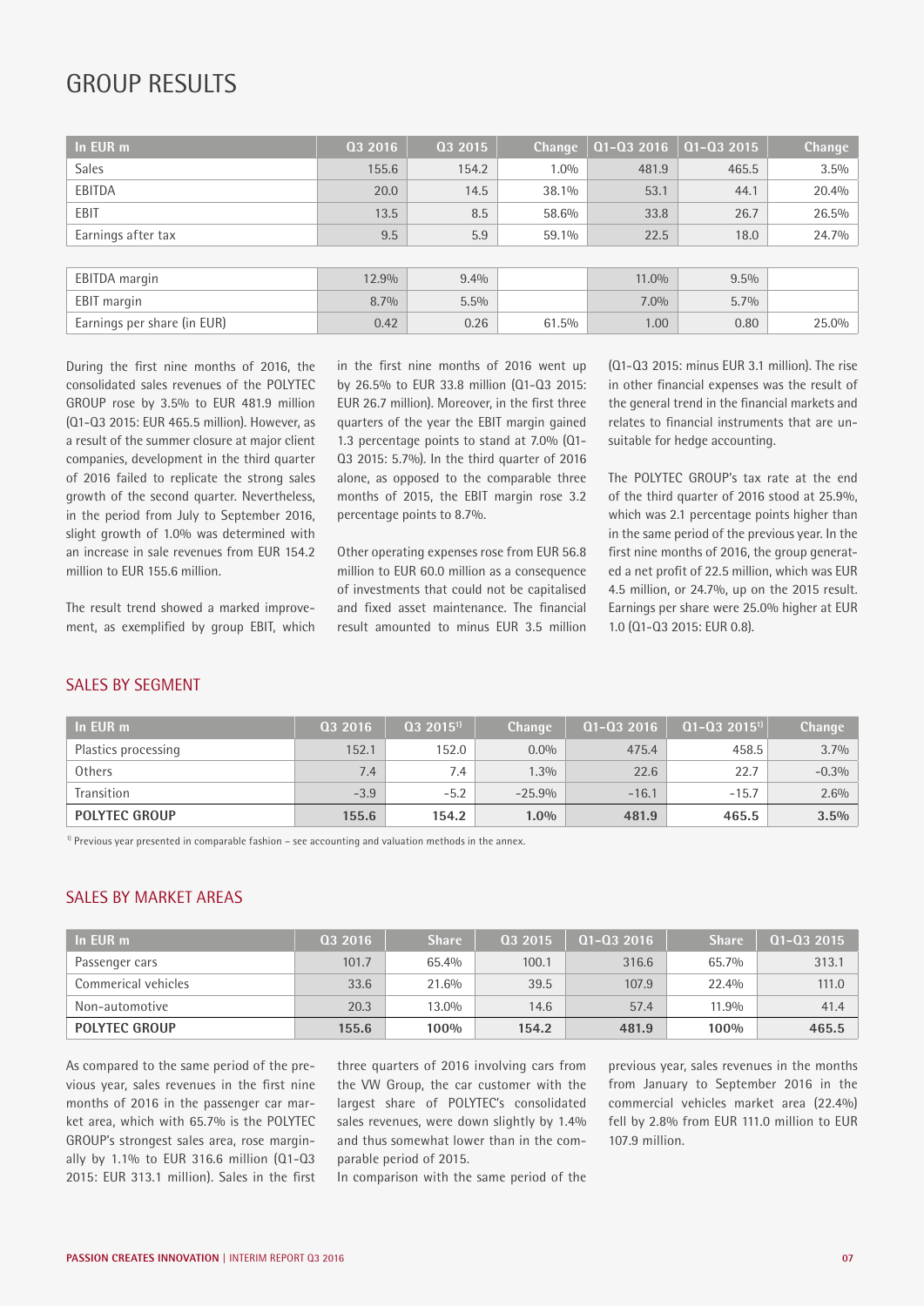# GROUP RESULTS

| In EUR m | Q3 2016 | Q3 2015 | Change | Q1-Q3 2016 | Q1-Q3 2015 | Change |
|---|---|---|---|---|---|---|
| Sales | 155.6 | 154.2 | 1.0% | 481.9 | 465.5 | 3.5% |
| EBITDA | 20.0 | 14.5 | 38.1% | 53.1 | 44.1 | 20.4% |
| EBIT | 13.5 | 8.5 | 58.6% | 33.8 | 26.7 | 26.5% |
| Earnings after tax | 9.5 | 5.9 | 59.1% | 22.5 | 18.0 | 24.7% |
| | | | | | | |
| EBITDA margin | 12.9% | 9.4% | | 11.0% | 9.5% | |
| EBIT margin | 8.7% | 5.5% | | 7.0% | 5.7% | |
| Earnings per share (in EUR) | 0.42 | 0.26 | 61.5% | 1.00 | 0.80 | 25.0% |

During the first nine months of 2016, the consolidated sales revenues of the POLYTEC GROUP rose by 3.5% to EUR 481.9 million (Q1-Q3 2015: EUR 465.5 million). However, as a result of the summer closure at major client companies, development in the third quarter of 2016 failed to replicate the strong sales growth of the second quarter. Nevertheless, in the period from July to September 2016, slight growth of 1.0% was determined with an increase in sale revenues from EUR 154.2 million to EUR 155.6 million.

The result trend showed a marked improvement, as exemplified by group EBIT, which in the first nine months of 2016 went up by 26.5% to EUR 33.8 million (Q1-Q3 2015: EUR 26.7 million). Moreover, in the first three quarters of the year the EBIT margin gained 1.3 percentage points to stand at 7.0% (Q1-Q3 2015: 5.7%). In the third quarter of 2016 alone, as opposed to the comparable three months of 2015, the EBIT margin rose 3.2 percentage points to 8.7%.

Other operating expenses rose from EUR 56.8 million to EUR 60.0 million as a consequence of investments that could not be capitalised and fixed asset maintenance. The financial result amounted to minus EUR 3.5 million (Q1-Q3 2015: minus EUR 3.1 million). The rise in other financial expenses was the result of the general trend in the financial markets and relates to financial instruments that are unsuitable for hedge accounting.

The POLYTEC GROUP's tax rate at the end of the third quarter of 2016 stood at 25.9%, which was 2.1 percentage points higher than in the same period of the previous year. In the first nine months of 2016, the group generated a net profit of 22.5 million, which was EUR 4.5 million, or 24.7%, up on the 2015 result. Earnings per share were 25.0% higher at EUR 1.0 (Q1-Q3 2015: EUR 0.8).

## SALES BY SEGMENT

| In EUR m | Q3 2016 | Q3 2015[1] | Change | Q1-Q3 2016 | Q1-Q3 2015[1] | Change |
|---|---|---|---|---|---|---|
| Plastics processing | 152.1 | 152.0 | 0.0% | 475.4 | 458.5 | 3.7% |
| Others | 7.4 | 7.4 | 1.3% | 22.6 | 22.7 | -0.3% |
| Transition | -3.9 | -5.2 | -25.9% | -16.1 | -15.7 | 2.6% |
| **POLYTEC GROUP** | **155.6** | **154.2** | **1.0%** | **481.9** | **465.5** | **3.5%** |

[1] Previous year presented in comparable fashion – see accounting and valuation methods in the annex.

## SALES BY MARKET AREAS

| In EUR m | Q3 2016 | Share | Q3 2015 | Q1-Q3 2016 | Share | Q1-Q3 2015 |
|---|---|---|---|---|---|---|
| Passenger cars | 101.7 | 65.4% | 100.1 | 316.6 | 65.7% | 313.1 |
| Commerical vehicles | 33.6 | 21.6% | 39.5 | 107.9 | 22.4% | 111.0 |
| Non-automotive | 20.3 | 13.0% | 14.6 | 57.4 | 11.9% | 41.4 |
| **POLYTEC GROUP** | **155.6** | **100%** | **154.2** | **481.9** | **100%** | **465.5** |

As compared to the same period of the previous year, sales revenues in the first nine months of 2016 in the passenger car market area, which with 65.7% is the POLYTEC GROUP's strongest sales area, rose marginally by 1.1% to EUR 316.6 million (Q1-Q3 2015: EUR 313.1 million). Sales in the first three quarters of 2016 involving cars from the VW Group, the car customer with the largest share of POLYTEC's consolidated sales revenues, were down slightly by 1.4% and thus somewhat lower than in the comparable period of 2015.

In comparison with the same period of the previous year, sales revenues in the months from January to September 2016 in the commercial vehicles market area (22.4%) fell by 2.8% from EUR 111.0 million to EUR 107.9 million.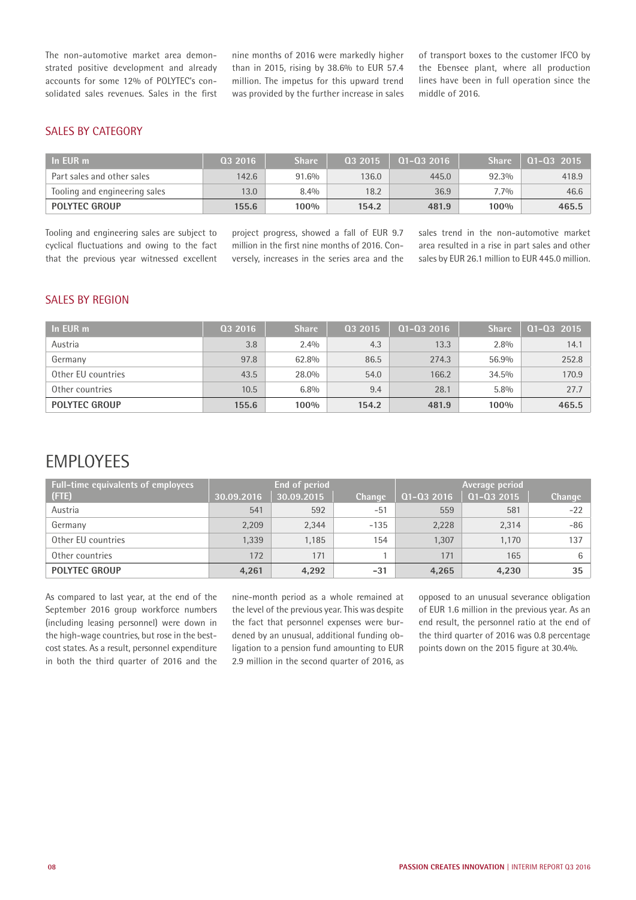The non-automotive market area demonstrated positive development and already accounts for some 12% of POLYTEC's consolidated sales revenues. Sales in the first nine months of 2016 were markedly higher than in 2015, rising by 38.6% to EUR 57.4 million. The impetus for this upward trend was provided by the further increase in sales of transport boxes to the customer IFCO by the Ebensee plant, where all production lines have been in full operation since the middle of 2016.

## SALES BY CATEGORY

| In EUR m | Q3 2016 | Share | Q3 2015 | Q1-Q3 2016 | Share | Q1-Q3 2015 |
|---|---|---|---|---|---|---|
| Part sales and other sales | 142.6 | 91.6% | 136.0 | 445.0 | 92.3% | 418.9 |
| Tooling and engineering sales | 13.0 | 8.4% | 18.2 | 36.9 | 7.7% | 46.6 |
| **POLYTEC GROUP** | **155.6** | **100%** | **154.2** | **481.9** | **100%** | **465.5** |

Tooling and engineering sales are subject to cyclical fluctuations and owing to the fact that the previous year witnessed excellent project progress, showed a fall of EUR 9.7 million in the first nine months of 2016. Conversely, increases in the series area and the sales trend in the non-automotive market area resulted in a rise in part sales and other sales by EUR 26.1 million to EUR 445.0 million.

## SALES BY REGION

| In EUR m | Q3 2016 | Share | Q3 2015 | Q1-Q3 2016 | Share | Q1-Q3 2015 |
|---|---|---|---|---|---|---|
| Austria | 3.8 | 2.4% | 4.3 | 13.3 | 2.8% | 14.1 |
| Germany | 97.8 | 62.8% | 86.5 | 274.3 | 56.9% | 252.8 |
| Other EU countries | 43.5 | 28.0% | 54.0 | 166.2 | 34.5% | 170.9 |
| Other countries | 10.5 | 6.8% | 9.4 | 28.1 | 5.8% | 27.7 |
| **POLYTEC GROUP** | **155.6** | **100%** | **154.2** | **481.9** | **100%** | **465.5** |

# EMPLOYEES

| Full-time equivalents of employees (FTE) | End of period | | | Average period | | |
|---|---|---|---|---|---|---|
| | 30.09.2016 | 30.09.2015 | Change | Q1-Q3 2016 | Q1-Q3 2015 | Change |
| Austria | 541 | 592 | -51 | 559 | 581 | -22 |
| Germany | 2,209 | 2,344 | -135 | 2,228 | 2,314 | -86 |
| Other EU countries | 1,339 | 1,185 | 154 | 1,307 | 1,170 | 137 |
| Other countries | 172 | 171 | 1 | 171 | 165 | 6 |
| **POLYTEC GROUP** | **4,261** | **4,292** | **-31** | **4,265** | **4,230** | **35** |

As compared to last year, at the end of the September 2016 group workforce numbers (including leasing personnel) were down in the high-wage countries, but rose in the best-cost states. As a result, personnel expenditure in both the third quarter of 2016 and the nine-month period as a whole remained at the level of the previous year. This was despite the fact that personnel expenses were burdened by an unusual, additional funding obligation to a pension fund amounting to EUR 2.9 million in the second quarter of 2016, as opposed to an unusual severance obligation of EUR 1.6 million in the previous year. As an end result, the personnel ratio at the end of the third quarter of 2016 was 0.8 percentage points down on the 2015 figure at 30.4%.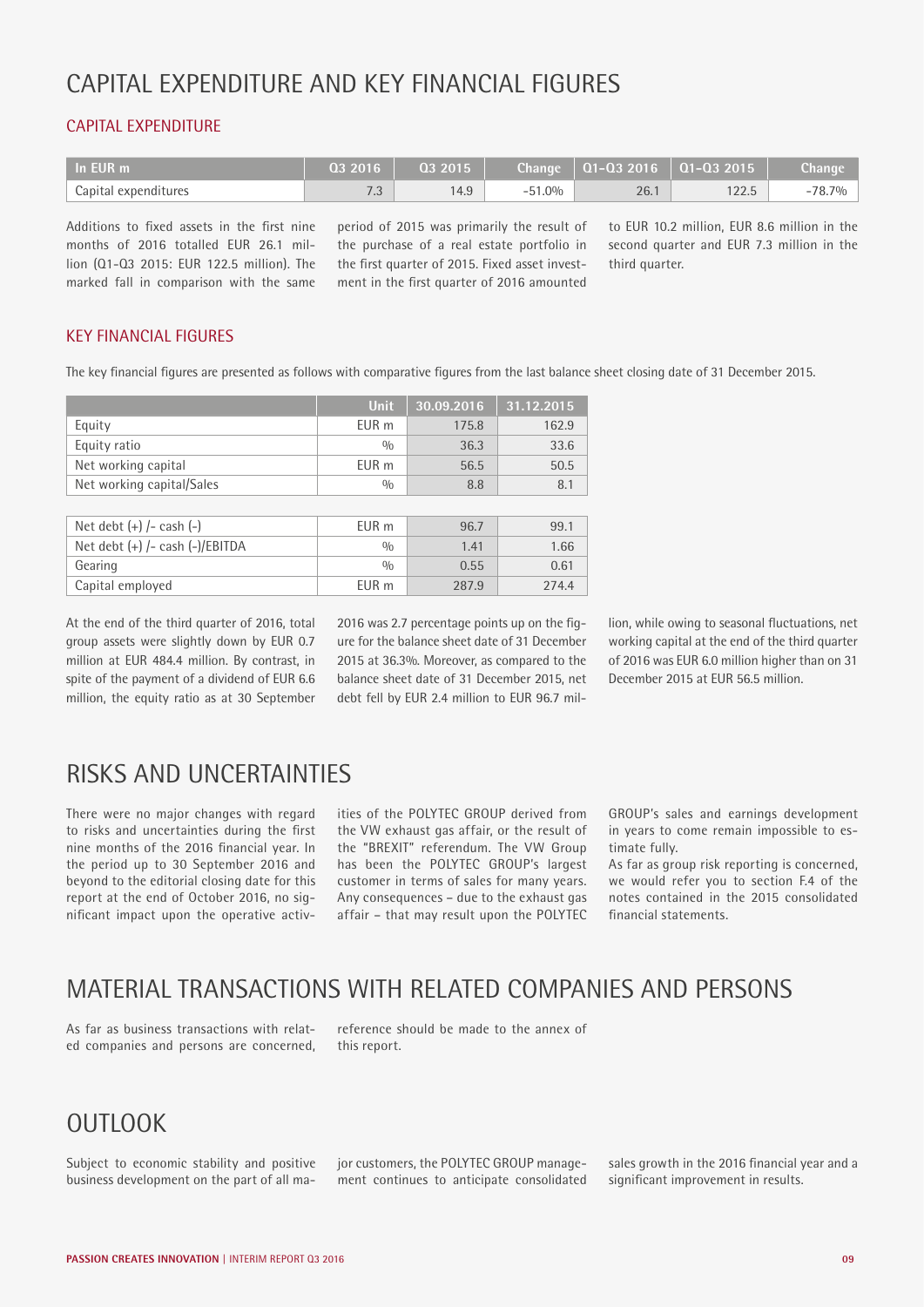# CAPITAL EXPENDITURE AND KEY FINANCIAL FIGURES

## CAPITAL EXPENDITURE

| In EUR m | Q3 2016 | Q3 2015 | Change | Q1-Q3 2016 | Q1-Q3 2015 | Change |
|---|---|---|---|---|---|---|
| Capital expenditures | 7.3 | 14.9 | -51.0% | 26.1 | 122.5 | -78.7% |

Additions to fixed assets in the first nine months of 2016 totalled EUR 26.1 million (Q1-Q3 2015: EUR 122.5 million). The marked fall in comparison with the same period of 2015 was primarily the result of the purchase of a real estate portfolio in the first quarter of 2015. Fixed asset investment in the first quarter of 2016 amounted to EUR 10.2 million, EUR 8.6 million in the second quarter and EUR 7.3 million in the third quarter.

## KEY FINANCIAL FIGURES

The key financial figures are presented as follows with comparative figures from the last balance sheet closing date of 31 December 2015.

| | Unit | 30.09.2016 | 31.12.2015 |
|---|---|---|---|
| Equity | EUR m | 175.8 | 162.9 |
| Equity ratio | % | 36.3 | 33.6 |
| Net working capital | EUR m | 56.5 | 50.5 |
| Net working capital/Sales | % | 8.8 | 8.1 |
| Net debt (+) /- cash (-) | EUR m | 96.7 | 99.1 |
| Net debt (+) /- cash (-)/EBITDA | % | 1.41 | 1.66 |
| Gearing | % | 0.55 | 0.61 |
| Capital employed | EUR m | 287.9 | 274.4 |

At the end of the third quarter of 2016, total group assets were slightly down by EUR 0.7 million at EUR 484.4 million. By contrast, in spite of the payment of a dividend of EUR 6.6 million, the equity ratio as at 30 September 2016 was 2.7 percentage points up on the figure for the balance sheet date of 31 December 2015 at 36.3%. Moreover, as compared to the balance sheet date of 31 December 2015, net debt fell by EUR 2.4 million to EUR 96.7 million, while owing to seasonal fluctuations, net working capital at the end of the third quarter of 2016 was EUR 6.0 million higher than on 31 December 2015 at EUR 56.5 million.

# RISKS AND UNCERTAINTIES

There were no major changes with regard to risks and uncertainties during the first nine months of the 2016 financial year. In the period up to 30 September 2016 and beyond to the editorial closing date for this report at the end of October 2016, no significant impact upon the operative activities of the POLYTEC GROUP derived from the VW exhaust gas affair, or the result of the "BREXIT" referendum. The VW Group has been the POLYTEC GROUP's largest customer in terms of sales for many years. Any consequences – due to the exhaust gas affair – that may result upon the POLYTEC GROUP's sales and earnings development in years to come remain impossible to estimate fully.

As far as group risk reporting is concerned, we would refer you to section F.4 of the notes contained in the 2015 consolidated financial statements.

# MATERIAL TRANSACTIONS WITH RELATED COMPANIES AND PERSONS

As far as business transactions with related companies and persons are concerned, reference should be made to the annex of this report.

# OUTLOOK

Subject to economic stability and positive business development on the part of all major customers, the POLYTEC GROUP management continues to anticipate consolidated sales growth in the 2016 financial year and a significant improvement in results.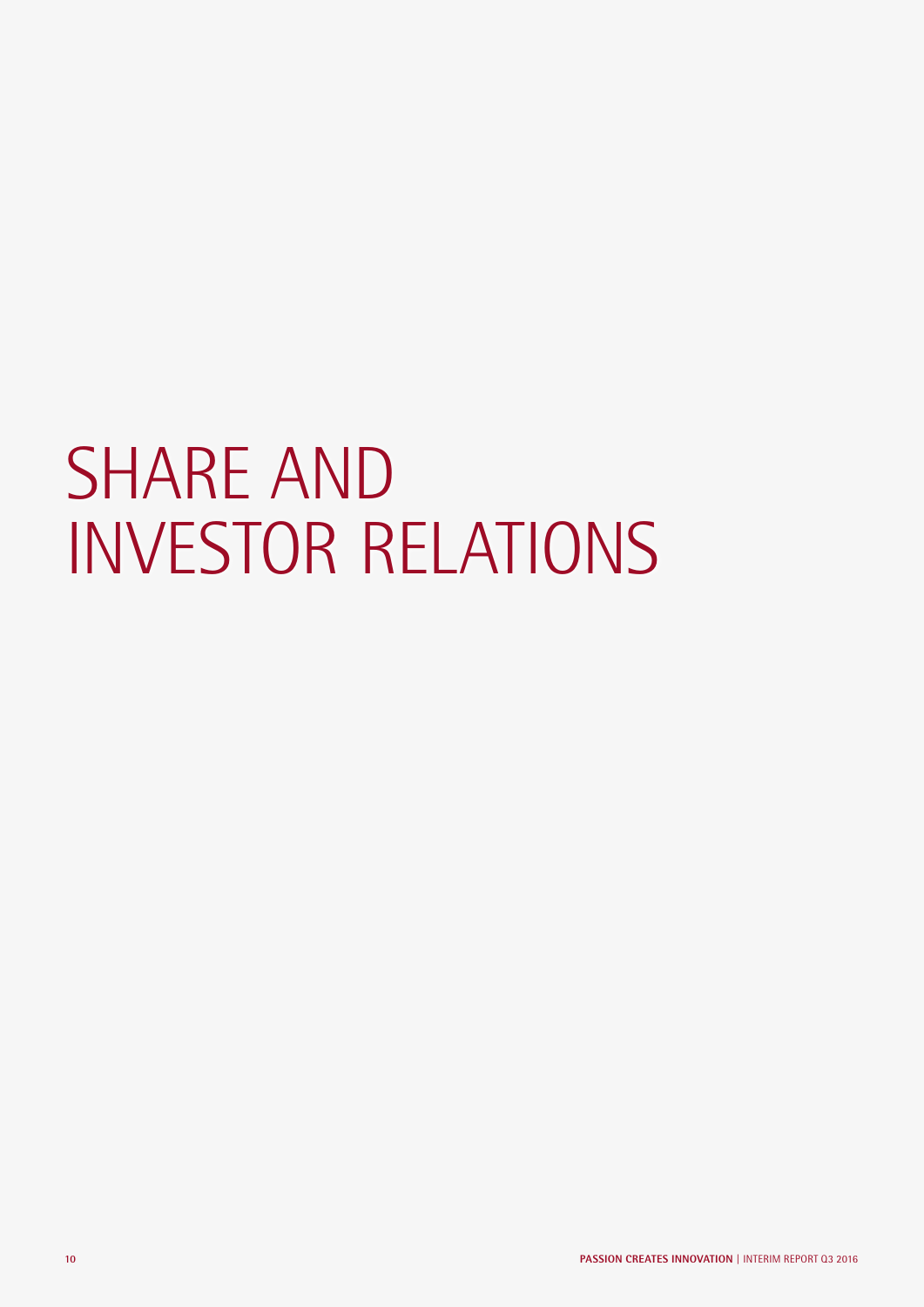# SHARE AND INVESTOR RELATIONS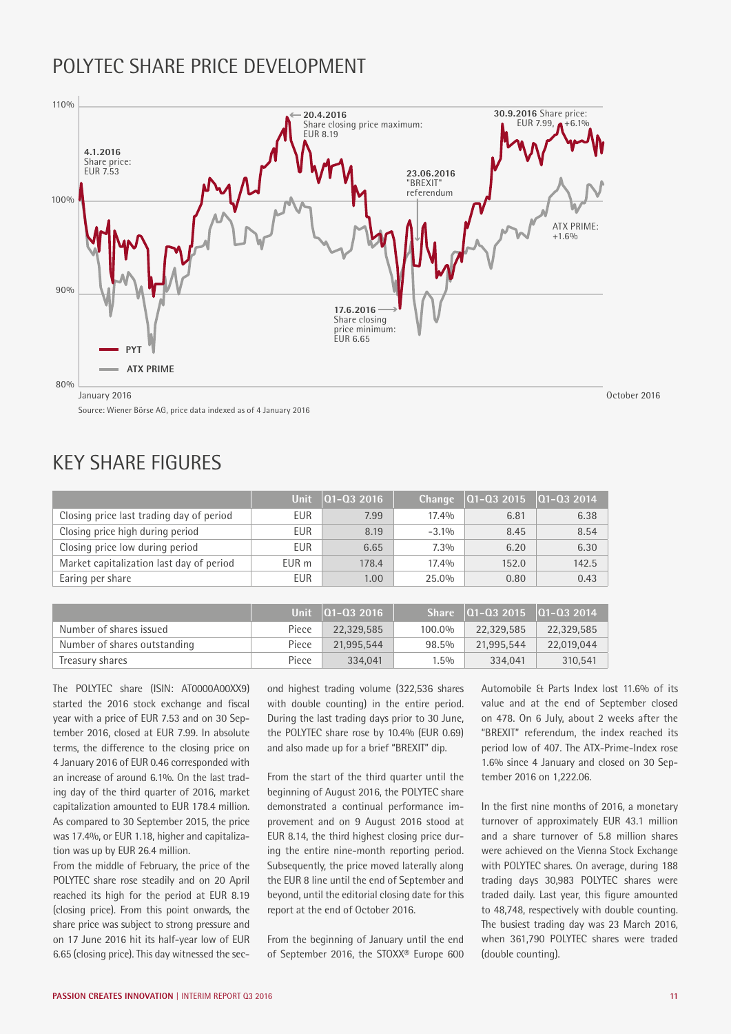# POLYTEC SHARE PRICE DEVELOPMENT

110%

4.1.2016 Share price: EUR 7.53

20.4.2016 Share closing price maximum: EUR 8.19

23.06.2016 "BREXIT" referendum

30.9.2016 Share price: EUR 7.99, +6.1%

ATX PRIME: +1.6%

17.6.2016 Share closing price minimum: EUR 6.65

PYT

ATX PRIME

January 2016 — October 2016

Source: Wiener Börse AG, price data indexed as of 4 January 2016

# KEY SHARE FIGURES

| | Unit | Q1-Q3 2016 | Change | Q1-Q3 2015 | Q1-Q3 2014 |
|---|---|---|---|---|---|
| Closing price last trading day of period | EUR | 7.99 | 17.4% | 6.81 | 6.38 |
| Closing price high during period | EUR | 8.19 | -3.1% | 8.45 | 8.54 |
| Closing price low during period | EUR | 6.65 | 7.3% | 6.20 | 6.30 |
| Market capitalization last day of period | EUR m | 178.4 | 17.4% | 152.0 | 142.5 |
| Earing per share | EUR | 1.00 | 25.0% | 0.80 | 0.43 |

| | Unit | Q1-Q3 2016 | Share | Q1-Q3 2015 | Q1-Q3 2014 |
|---|---|---|---|---|---|
| Number of shares issued | Piece | 22,329,585 | 100.0% | 22,329,585 | 22,329,585 |
| Number of shares outstanding | Piece | 21,995,544 | 98.5% | 21,995,544 | 22,019,044 |
| Treasury shares | Piece | 334,041 | 1.5% | 334,041 | 310,541 |

The POLYTEC share (ISIN: AT0000A00XX9) started the 2016 stock exchange and fiscal year with a price of EUR 7.53 and on 30 September 2016, closed at EUR 7.99. In absolute terms, the difference to the closing price on 4 January 2016 of EUR 0.46 corresponded with an increase of around 6.1%. On the last trading day of the third quarter of 2016, market capitalization amounted to EUR 178.4 million. As compared to 30 September 2015, the price was 17.4%, or EUR 1.18, higher and capitalization was up by EUR 26.4 million.

From the middle of February, the price of the POLYTEC share rose steadily and on 20 April reached its high for the period at EUR 8.19 (closing price). From this point onwards, the share price was subject to strong pressure and on 17 June 2016 hit its half-year low of EUR 6.65 (closing price). This day witnessed the second highest trading volume (322,536 shares with double counting) in the entire period. During the last trading days prior to 30 June, the POLYTEC share rose by 10.4% (EUR 0.69) and also made up for a brief "BREXIT" dip.

From the start of the third quarter until the beginning of August 2016, the POLYTEC share demonstrated a continual performance improvement and on 9 August 2016 stood at EUR 8.14, the third highest closing price during the entire nine-month reporting period. Subsequently, the price moved laterally along the EUR 8 line until the end of September and beyond, until the editorial closing date for this report at the end of October 2016.

From the beginning of January until the end of September 2016, the STOXX® Europe 600 Automobile & Parts Index lost 11.6% of its value and at the end of September closed on 478. On 6 July, about 2 weeks after the "BREXIT" referendum, the index reached its period low of 407. The ATX-Prime-Index rose 1.6% since 4 January and closed on 30 September 2016 on 1,222.06.

In the first nine months of 2016, a monetary turnover of approximately EUR 43.1 million and a share turnover of 5.8 million shares were achieved on the Vienna Stock Exchange with POLYTEC shares. On average, during 188 trading days 30,983 POLYTEC shares were traded daily. Last year, this figure amounted to 48,748, respectively with double counting. The busiest trading day was 23 March 2016, when 361,790 POLYTEC shares were traded (double counting).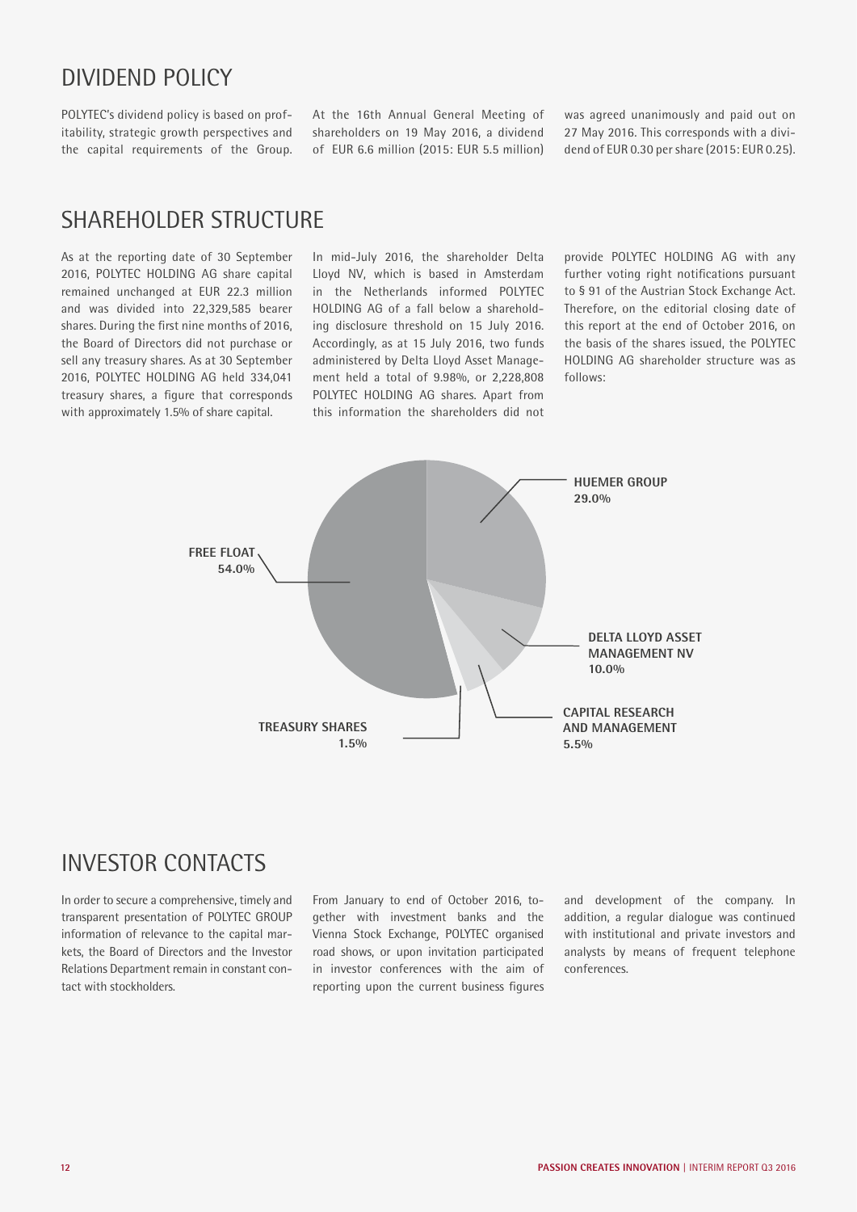# DIVIDEND POLICY

POLYTEC's dividend policy is based on profitability, strategic growth perspectives and the capital requirements of the Group. At the 16th Annual General Meeting of shareholders on 19 May 2016, a dividend of EUR 6.6 million (2015: EUR 5.5 million) was agreed unanimously and paid out on 27 May 2016. This corresponds with a dividend of EUR 0.30 per share (2015: EUR 0.25).

# SHAREHOLDER STRUCTURE

As at the reporting date of 30 September 2016, POLYTEC HOLDING AG share capital remained unchanged at EUR 22.3 million and was divided into 22,329,585 bearer shares. During the first nine months of 2016, the Board of Directors did not purchase or sell any treasury shares. As at 30 September 2016, POLYTEC HOLDING AG held 334,041 treasury shares, a figure that corresponds with approximately 1.5% of share capital.

In mid-July 2016, the shareholder Delta Lloyd NV, which is based in Amsterdam in the Netherlands informed POLYTEC HOLDING AG of a fall below a shareholding disclosure threshold on 15 July 2016. Accordingly, as at 15 July 2016, two funds administered by Delta Lloyd Asset Management held a total of 9.98%, or 2,228,808 POLYTEC HOLDING AG shares. Apart from this information the shareholders did not provide POLYTEC HOLDING AG with any further voting right notifications pursuant to § 91 of the Austrian Stock Exchange Act. Therefore, on the editorial closing date of this report at the end of October 2016, on the basis of the shares issued, the POLYTEC HOLDING AG shareholder structure was as follows:

| Shareholder | Share |
|---|---|
| HUEMER GROUP | 29.0% |
| DELTA LLOYD ASSET MANAGEMENT NV | 10.0% |
| CAPITAL RESEARCH AND MANAGEMENT | 5.5% |
| TREASURY SHARES | 1.5% |
| FREE FLOAT | 54.0% |

# INVESTOR CONTACTS

In order to secure a comprehensive, timely and transparent presentation of POLYTEC GROUP information of relevance to the capital markets, the Board of Directors and the Investor Relations Department remain in constant contact with stockholders.

From January to end of October 2016, together with investment banks and the Vienna Stock Exchange, POLYTEC organised road shows, or upon invitation participated in investor conferences with the aim of reporting upon the current business figures and development of the company. In addition, a regular dialogue was continued with institutional and private investors and analysts by means of frequent telephone conferences.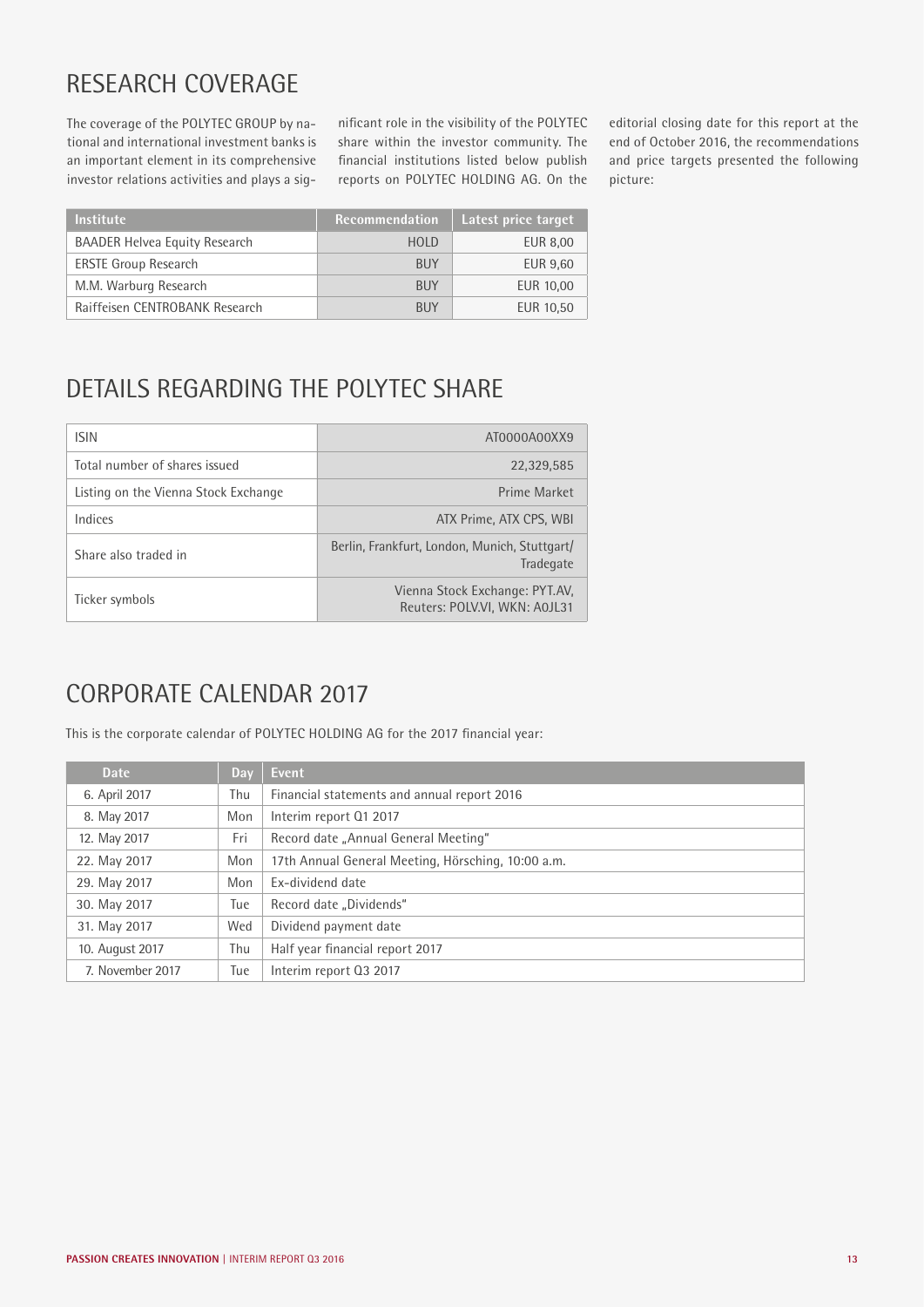# RESEARCH COVERAGE

The coverage of the POLYTEC GROUP by national and international investment banks is an important element in its comprehensive investor relations activities and plays a significant role in the visibility of the POLYTEC share within the investor community. The financial institutions listed below publish reports on POLYTEC HOLDING AG. On the editorial closing date for this report at the end of October 2016, the recommendations and price targets presented the following picture:

| Institute | Recommendation | Latest price target |
|---|---|---|
| BAADER Helvea Equity Research | HOLD | EUR 8,00 |
| ERSTE Group Research | BUY | EUR 9,60 |
| M.M. Warburg Research | BUY | EUR 10,00 |
| Raiffeisen CENTROBANK Research | BUY | EUR 10,50 |

# DETAILS REGARDING THE POLYTEC SHARE

| | |
|---|---|
| ISIN | AT0000A00XX9 |
| Total number of shares issued | 22,329,585 |
| Listing on the Vienna Stock Exchange | Prime Market |
| Indices | ATX Prime, ATX CPS, WBI |
| Share also traded in | Berlin, Frankfurt, London, Munich, Stuttgart/ Tradegate |
| Ticker symbols | Vienna Stock Exchange: PYT.AV, Reuters: POLV.VI, WKN: A0JL31 |

# CORPORATE CALENDAR 2017

This is the corporate calendar of POLYTEC HOLDING AG for the 2017 financial year:

| Date | Day | Event |
|---|---|---|
| 6. April 2017 | Thu | Financial statements and annual report 2016 |
| 8. May 2017 | Mon | Interim report Q1 2017 |
| 12. May 2017 | Fri | Record date „Annual General Meeting" |
| 22. May 2017 | Mon | 17th Annual General Meeting, Hörsching, 10:00 a.m. |
| 29. May 2017 | Mon | Ex-dividend date |
| 30. May 2017 | Tue | Record date „Dividends" |
| 31. May 2017 | Wed | Dividend payment date |
| 10. August 2017 | Thu | Half year financial report 2017 |
| 7. November 2017 | Tue | Interim report Q3 2017 |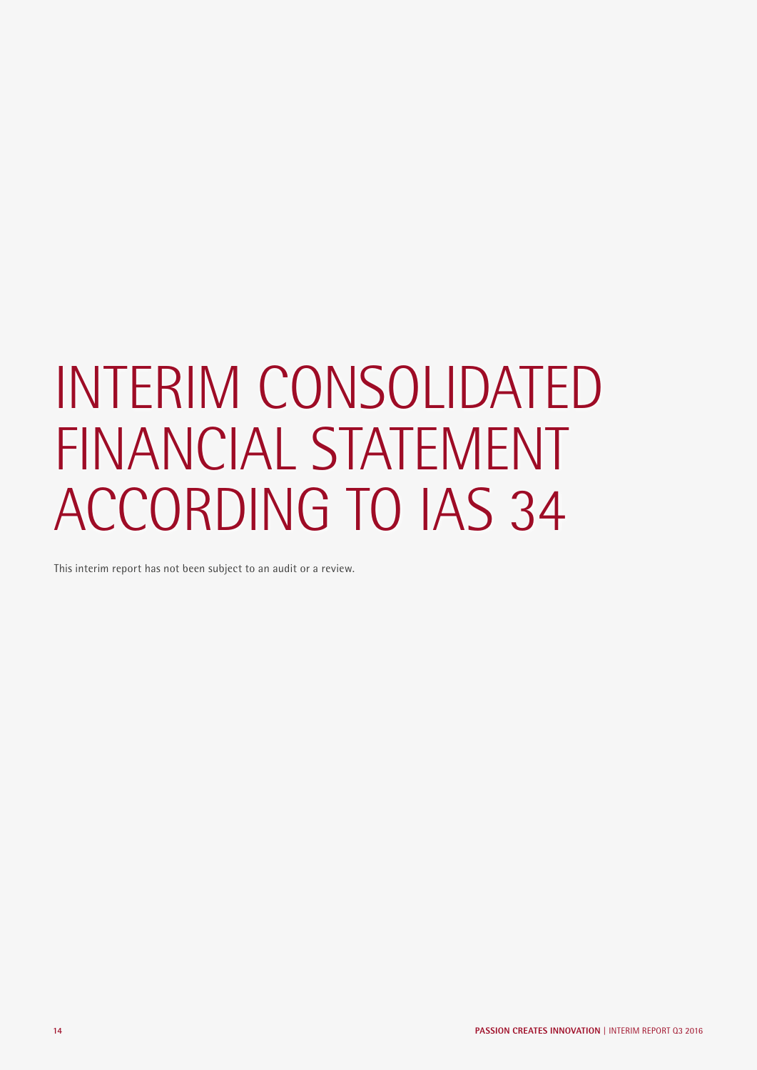# INTERIM CONSOLIDATED FINANCIAL STATEMENT ACCORDING TO IAS 34

This interim report has not been subject to an audit or a review.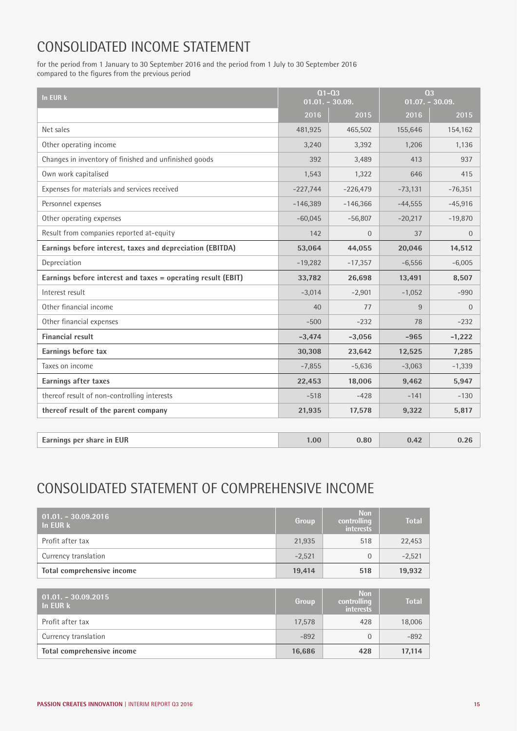# CONSOLIDATED INCOME STATEMENT

for the period from 1 January to 30 September 2016 and the period from 1 July to 30 September 2016
compared to the figures from the previous period

| In EUR k | Q1–Q3 01.01. – 30.09. | | Q3 01.07. – 30.09. | |
|---|---|---|---|---|
| | 2016 | 2015 | 2016 | 2015 |
| Net sales | 481,925 | 465,502 | 155,646 | 154,162 |
| Other operating income | 3,240 | 3,392 | 1,206 | 1,136 |
| Changes in inventory of finished and unfinished goods | 392 | 3,489 | 413 | 937 |
| Own work capitalised | 1,543 | 1,322 | 646 | 415 |
| Expenses for materials and services received | -227,744 | -226,479 | -73,131 | -76,351 |
| Personnel expenses | -146,389 | -146,366 | -44,555 | -45,916 |
| Other operating expenses | -60,045 | -56,807 | -20,217 | -19,870 |
| Result from companies reported at-equity | 142 | 0 | 37 | 0 |
| **Earnings before interest, taxes and depreciation (EBITDA)** | **53,064** | **44,055** | **20,046** | **14,512** |
| Depreciation | -19,282 | -17,357 | -6,556 | -6,005 |
| **Earnings before interest and taxes = operating result (EBIT)** | **33,782** | **26,698** | **13,491** | **8,507** |
| Interest result | -3,014 | -2,901 | -1,052 | -990 |
| Other financial income | 40 | 77 | 9 | 0 |
| Other financial expenses | -500 | -232 | 78 | -232 |
| **Financial result** | **-3,474** | **-3,056** | **-965** | **-1,222** |
| **Earnings before tax** | **30,308** | **23,642** | **12,525** | **7,285** |
| Taxes on income | -7,855 | -5,636 | -3,063 | -1,339 |
| **Earnings after taxes** | **22,453** | **18,006** | **9,462** | **5,947** |
| thereof result of non-controlling interests | -518 | -428 | -141 | -130 |
| **thereof result of the parent company** | **21,935** | **17,578** | **9,322** | **5,817** |

| | | | | |
|---|---|---|---|---|
| **Earnings per share in EUR** | **1.00** | **0.80** | **0.42** | **0.26** |

# CONSOLIDATED STATEMENT OF COMPREHENSIVE INCOME

| 01.01. – 30.09.2016 In EUR k | Group | Non controlling interests | Total |
|---|---|---|---|
| Profit after tax | 21,935 | 518 | 22,453 |
| Currency translation | -2,521 | 0 | -2,521 |
| **Total comprehensive income** | **19,414** | **518** | **19,932** |

| 01.01. – 30.09.2015 In EUR k | Group | Non controlling interests | Total |
|---|---|---|---|
| Profit after tax | 17,578 | 428 | 18,006 |
| Currency translation | -892 | 0 | -892 |
| **Total comprehensive income** | **16,686** | **428** | **17,114** |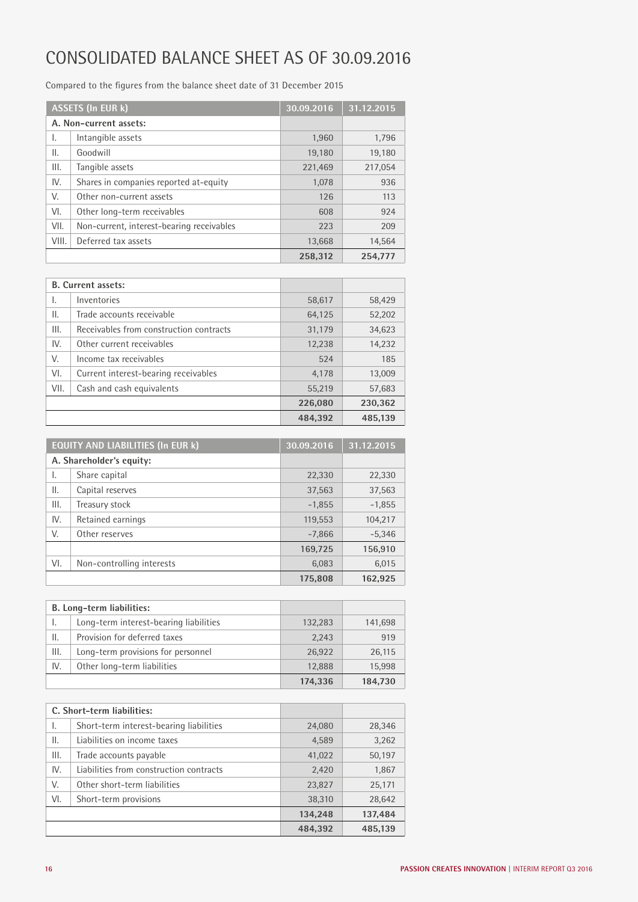# CONSOLIDATED BALANCE SHEET AS OF 30.09.2016

Compared to the figures from the balance sheet date of 31 December 2015

| ASSETS (In EUR k) | | 30.09.2016 | 31.12.2015 |
|---|---|---|---|
| **A. Non-current assets:** | | | |
| I. | Intangible assets | 1,960 | 1,796 |
| II. | Goodwill | 19,180 | 19,180 |
| III. | Tangible assets | 221,469 | 217,054 |
| IV. | Shares in companies reported at-equity | 1,078 | 936 |
| V. | Other non-current assets | 126 | 113 |
| VI. | Other long-term receivables | 608 | 924 |
| VII. | Non-current, interest-bearing receivables | 223 | 209 |
| VIII. | Deferred tax assets | 13,668 | 14,564 |
| | | **258,312** | **254,777** |
| **B. Current assets:** | | | |
| I. | Inventories | 58,617 | 58,429 |
| II. | Trade accounts receivable | 64,125 | 52,202 |
| III. | Receivables from construction contracts | 31,179 | 34,623 |
| IV. | Other current receivables | 12,238 | 14,232 |
| V. | Income tax receivables | 524 | 185 |
| VI. | Current interest-bearing receivables | 4,178 | 13,009 |
| VII. | Cash and cash equivalents | 55,219 | 57,683 |
| | | **226,080** | **230,362** |
| | | **484,392** | **485,139** |

| EQUITY AND LIABILITIES (In EUR k) | | 30.09.2016 | 31.12.2015 |
|---|---|---|---|
| **A. Shareholder's equity:** | | | |
| I. | Share capital | 22,330 | 22,330 |
| II. | Capital reserves | 37,563 | 37,563 |
| III. | Treasury stock | -1,855 | -1,855 |
| IV. | Retained earnings | 119,553 | 104,217 |
| V. | Other reserves | -7,866 | -5,346 |
| | | **169,725** | **156,910** |
| VI. | Non-controlling interests | 6,083 | 6,015 |
| | | **175,808** | **162,925** |
| **B. Long-term liabilities:** | | | |
| I. | Long-term interest-bearing liabilities | 132,283 | 141,698 |
| II. | Provision for deferred taxes | 2,243 | 919 |
| III. | Long-term provisions for personnel | 26,922 | 26,115 |
| IV. | Other long-term liabilities | 12,888 | 15,998 |
| | | **174,336** | **184,730** |
| **C. Short-term liabilities:** | | | |
| I. | Short-term interest-bearing liabilities | 24,080 | 28,346 |
| II. | Liabilities on income taxes | 4,589 | 3,262 |
| III. | Trade accounts payable | 41,022 | 50,197 |
| IV. | Liabilities from construction contracts | 2,420 | 1,867 |
| V. | Other short-term liabilities | 23,827 | 25,171 |
| VI. | Short-term provisions | 38,310 | 28,642 |
| | | **134,248** | **137,484** |
| | | **484,392** | **485,139** |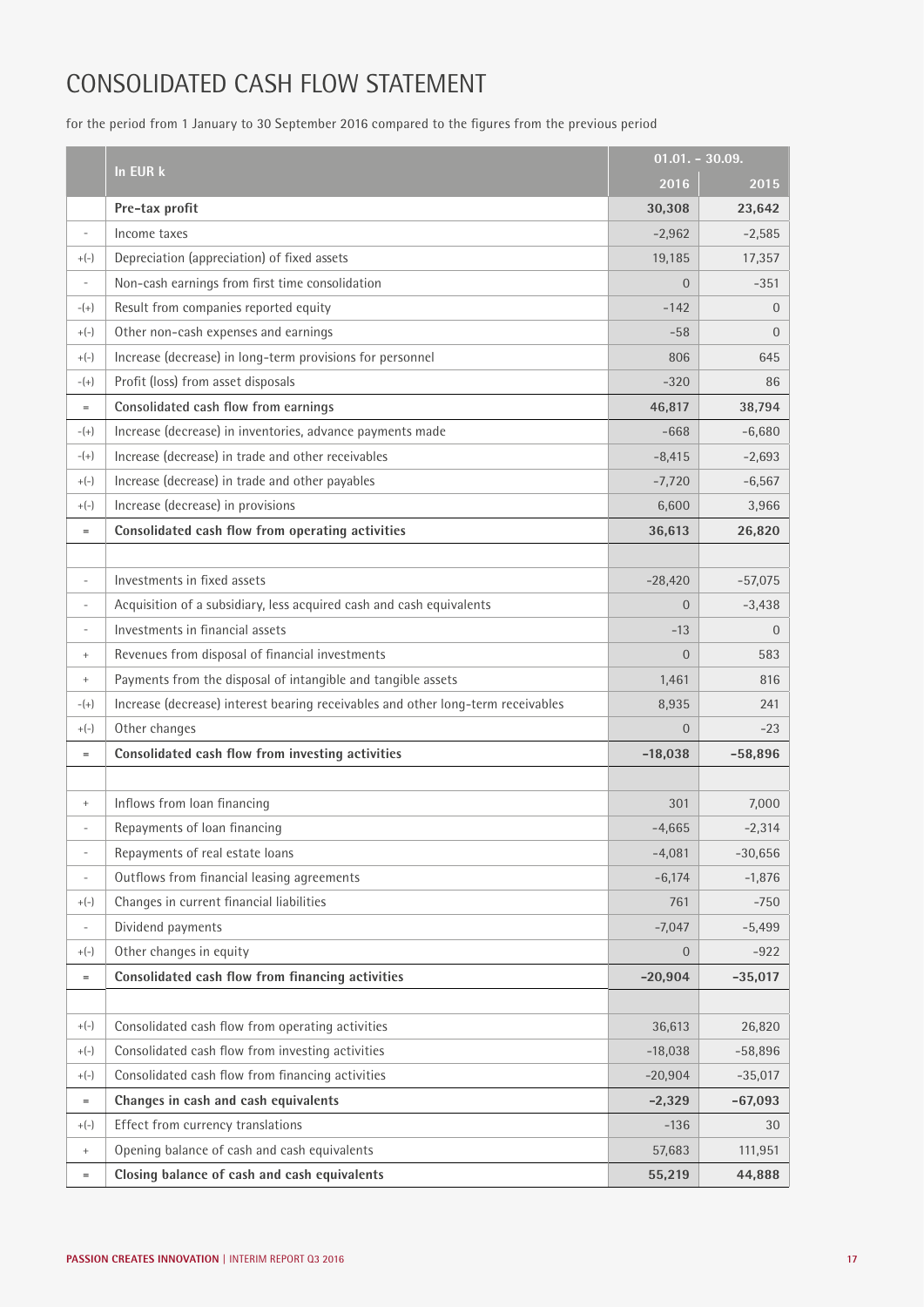# CONSOLIDATED CASH FLOW STATEMENT

for the period from 1 January to 30 September 2016 compared to the figures from the previous period

| | In EUR k | 01.01. – 30.09. | |
|---|---|---|---|
| | | 2016 | 2015 |
| | **Pre-tax profit** | **30,308** | **23,642** |
| - | Income taxes | -2,962 | -2,585 |
| +(-) | Depreciation (appreciation) of fixed assets | 19,185 | 17,357 |
| - | Non-cash earnings from first time consolidation | 0 | -351 |
| -(+) | Result from companies reported equity | -142 | 0 |
| +(-) | Other non-cash expenses and earnings | -58 | 0 |
| +(-) | Increase (decrease) in long-term provisions for personnel | 806 | 645 |
| -(+) | Profit (loss) from asset disposals | -320 | 86 |
| = | **Consolidated cash flow from earnings** | **46,817** | **38,794** |
| -(+) | Increase (decrease) in inventories, advance payments made | -668 | -6,680 |
| -(+) | Increase (decrease) in trade and other receivables | -8,415 | -2,693 |
| +(-) | Increase (decrease) in trade and other payables | -7,720 | -6,567 |
| +(-) | Increase (decrease) in provisions | 6,600 | 3,966 |
| = | **Consolidated cash flow from operating activities** | **36,613** | **26,820** |
| | | | |
| - | Investments in fixed assets | -28,420 | -57,075 |
| - | Acquisition of a subsidiary, less acquired cash and cash equivalents | 0 | -3,438 |
| - | Investments in financial assets | -13 | 0 |
| + | Revenues from disposal of financial investments | 0 | 583 |
| + | Payments from the disposal of intangible and tangible assets | 1,461 | 816 |
| -(+) | Increase (decrease) interest bearing receivables and other long-term receivables | 8,935 | 241 |
| +(-) | Other changes | 0 | -23 |
| = | **Consolidated cash flow from investing activities** | **-18,038** | **-58,896** |
| | | | |
| + | Inflows from loan financing | 301 | 7,000 |
| - | Repayments of loan financing | -4,665 | -2,314 |
| - | Repayments of real estate loans | -4,081 | -30,656 |
| - | Outflows from financial leasing agreements | -6,174 | -1,876 |
| +(-) | Changes in current financial liabilities | 761 | -750 |
| - | Dividend payments | -7,047 | -5,499 |
| +(-) | Other changes in equity | 0 | -922 |
| = | **Consolidated cash flow from financing activities** | **-20,904** | **-35,017** |
| | | | |
| +(-) | Consolidated cash flow from operating activities | 36,613 | 26,820 |
| +(-) | Consolidated cash flow from investing activities | -18,038 | -58,896 |
| +(-) | Consolidated cash flow from financing activities | -20,904 | -35,017 |
| = | **Changes in cash and cash equivalents** | **-2,329** | **-67,093** |
| +(-) | Effect from currency translations | -136 | 30 |
| + | Opening balance of cash and cash equivalents | 57,683 | 111,951 |
| = | **Closing balance of cash and cash equivalents** | **55,219** | **44,888** |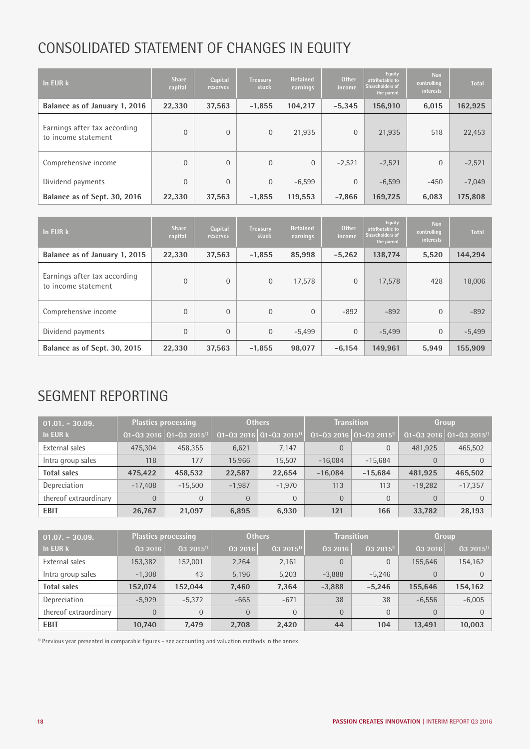# CONSOLIDATED STATEMENT OF CHANGES IN EQUITY

| In EUR k | Share capital | Capital reserves | Treasury stock | Retained earnings | Other income | Equity attributable to Shareholders of the parent | Non controlling interests | Total |
|---|---|---|---|---|---|---|---|---|
| **Balance as of January 1, 2016** | **22,330** | **37,563** | **-1,855** | **104,217** | **-5,345** | **156,910** | **6,015** | **162,925** |
| Earnings after tax according to income statement | 0 | 0 | 0 | 21,935 | 0 | 21,935 | 518 | 22,453 |
| Comprehensive income | 0 | 0 | 0 | 0 | -2,521 | -2,521 | 0 | -2,521 |
| Dividend payments | 0 | 0 | 0 | -6,599 | 0 | -6,599 | -450 | -7,049 |
| **Balance as of Sept. 30, 2016** | **22,330** | **37,563** | **-1,855** | **119,553** | **-7,866** | **169,725** | **6,083** | **175,808** |

| In EUR k | Share capital | Capital reserves | Treasury stock | Retained earnings | Other income | Equity attributable to Shareholders of the parent | Non controlling interests | Total |
|---|---|---|---|---|---|---|---|---|
| **Balance as of January 1, 2015** | **22,330** | **37,563** | **-1,855** | **85,998** | **-5,262** | **138,774** | **5,520** | **144,294** |
| Earnings after tax according to income statement | 0 | 0 | 0 | 17,578 | 0 | 17,578 | 428 | 18,006 |
| Comprehensive income | 0 | 0 | 0 | 0 | -892 | -892 | 0 | -892 |
| Dividend payments | 0 | 0 | 0 | -5,499 | 0 | -5,499 | 0 | -5,499 |
| **Balance as of Sept. 30, 2015** | **22,330** | **37,563** | **-1,855** | **98,077** | **-6,154** | **149,961** | **5,949** | **155,909** |

# SEGMENT REPORTING

| 01.01. – 30.09. | Plastics processing | | Others | | Transition | | Group | |
|---|---|---|---|---|---|---|---|---|
| In EUR k | Q1–Q3 2016 | Q1–Q3 2015[1] | Q1–Q3 2016 | Q1–Q3 2015[1] | Q1–Q3 2016 | Q1–Q3 2015[1] | Q1–Q3 2016 | Q1–Q3 2015[1] |
| External sales | 475,304 | 458,355 | 6,621 | 7,147 | 0 | 0 | 481,925 | 465,502 |
| Intra group sales | 118 | 177 | 15,966 | 15,507 | -16,084 | -15,684 | 0 | 0 |
| **Total sales** | **475,422** | **458,532** | **22,587** | **22,654** | **-16,084** | **-15,684** | **481,925** | **465,502** |
| Depreciation | -17,408 | -15,500 | -1,987 | -1,970 | 113 | 113 | -19,282 | -17,357 |
| thereof extraordinary | 0 | 0 | 0 | 0 | 0 | 0 | 0 | 0 |
| **EBIT** | **26,767** | **21,097** | **6,895** | **6,930** | **121** | **166** | **33,782** | **28,193** |

| 01.07. – 30.09. | Plastics processing | | Others | | Transition | | Group | |
|---|---|---|---|---|---|---|---|---|
| In EUR k | Q3 2016 | Q3 2015[1] | Q3 2016 | Q3 2015[1] | Q3 2016 | Q3 2015[1] | Q3 2016 | Q3 2015[1] |
| External sales | 153,382 | 152,001 | 2,264 | 2,161 | 0 | 0 | 155,646 | 154,162 |
| Intra group sales | -1,308 | 43 | 5,196 | 5,203 | -3,888 | -5,246 | 0 | 0 |
| **Total sales** | **152,074** | **152,044** | **7,460** | **7,364** | **-3,888** | **-5,246** | **155,646** | **154,162** |
| Depreciation | -5,929 | -5,372 | -665 | -671 | 38 | 38 | -6,556 | -6,005 |
| thereof extraordinary | 0 | 0 | 0 | 0 | 0 | 0 | 0 | 0 |
| **EBIT** | **10,740** | **7,479** | **2,708** | **2,420** | **44** | **104** | **13,491** | **10,003** |

[1] Previous year presented in comparable figures – see accounting and valuation methods in the annex.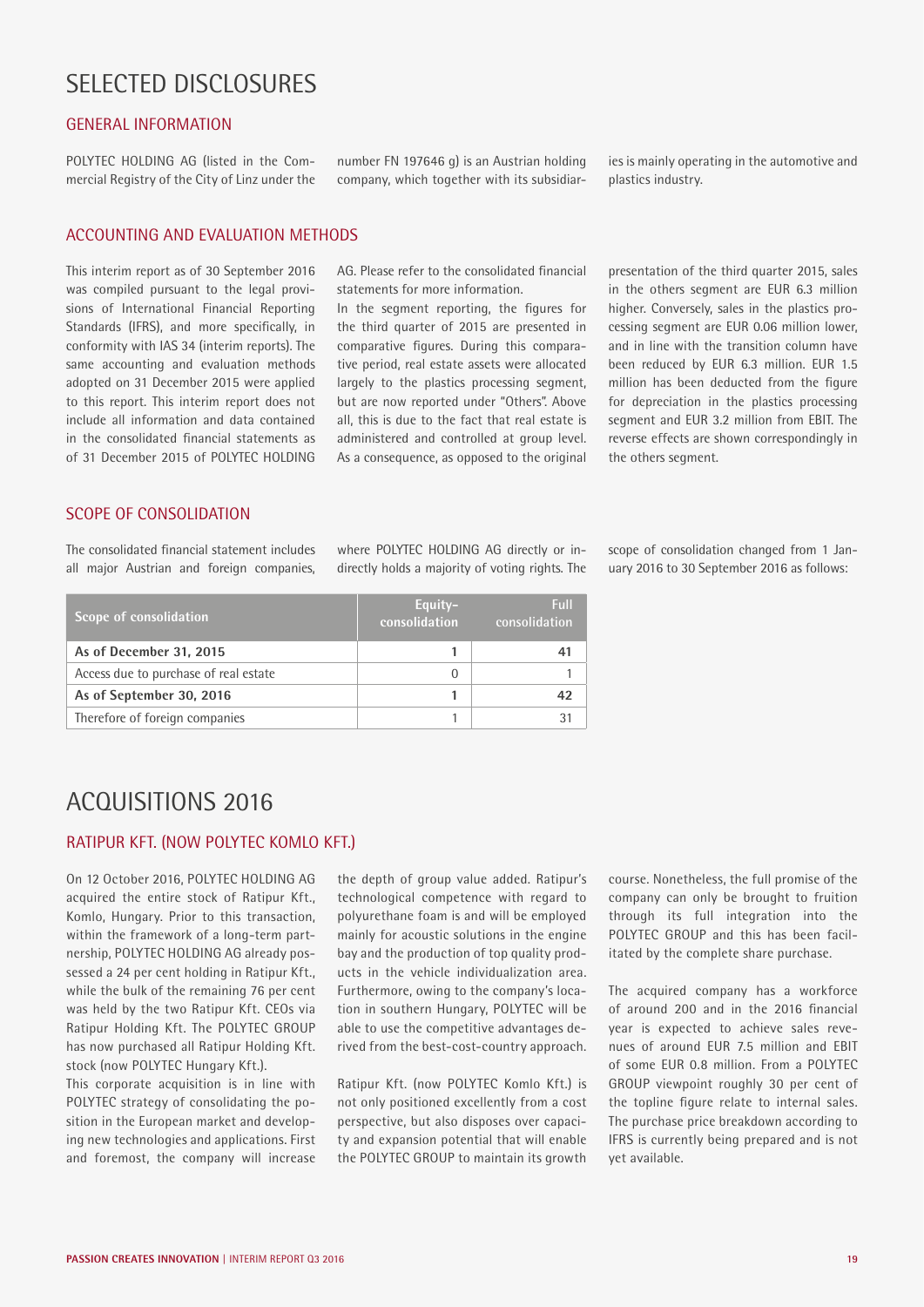# SELECTED DISCLOSURES

## GENERAL INFORMATION

POLYTEC HOLDING AG (listed in the Commercial Registry of the City of Linz under the number FN 197646 g) is an Austrian holding company, which together with its subsidiaries is mainly operating in the automotive and plastics industry.

## ACCOUNTING AND EVALUATION METHODS

This interim report as of 30 September 2016 was compiled pursuant to the legal provisions of International Financial Reporting Standards (IFRS), and more specifically, in conformity with IAS 34 (interim reports). The same accounting and evaluation methods adopted on 31 December 2015 were applied to this report. This interim report does not include all information and data contained in the consolidated financial statements as of 31 December 2015 of POLYTEC HOLDING AG. Please refer to the consolidated financial statements for more information.

In the segment reporting, the figures for the third quarter of 2015 are presented in comparative figures. During this comparative period, real estate assets were allocated largely to the plastics processing segment, but are now reported under "Others". Above all, this is due to the fact that real estate is administered and controlled at group level. As a consequence, as opposed to the original presentation of the third quarter 2015, sales in the others segment are EUR 6.3 million higher. Conversely, sales in the plastics processing segment are EUR 0.06 million lower, and in line with the transition column have been reduced by EUR 6.3 million. EUR 1.5 million has been deducted from the figure for depreciation in the plastics processing segment and EUR 3.2 million from EBIT. The reverse effects are shown correspondingly in the others segment.

## SCOPE OF CONSOLIDATION

The consolidated financial statement includes all major Austrian and foreign companies, where POLYTEC HOLDING AG directly or indirectly holds a majority of voting rights. The scope of consolidation changed from 1 January 2016 to 30 September 2016 as follows:

| Scope of consolidation | Equity-consolidation | Full consolidation |
|---|---|---|
| **As of December 31, 2015** | **1** | **41** |
| Access due to purchase of real estate | 0 | 1 |
| **As of September 30, 2016** | **1** | **42** |
| Therefore of foreign companies | 1 | 31 |

# ACQUISITIONS 2016

## RATIPUR KFT. (NOW POLYTEC KOMLO KFT.)

On 12 October 2016, POLYTEC HOLDING AG acquired the entire stock of Ratipur Kft., Komlo, Hungary. Prior to this transaction, within the framework of a long-term partnership, POLYTEC HOLDING AG already possessed a 24 per cent holding in Ratipur Kft., while the bulk of the remaining 76 per cent was held by the two Ratipur Kft. CEOs via Ratipur Holding Kft. The POLYTEC GROUP has now purchased all Ratipur Holding Kft. stock (now POLYTEC Hungary Kft.).

This corporate acquisition is in line with POLYTEC strategy of consolidating the position in the European market and developing new technologies and applications. First and foremost, the company will increase the depth of group value added. Ratipur's technological competence with regard to polyurethane foam is and will be employed mainly for acoustic solutions in the engine bay and the production of top quality products in the vehicle individualization area. Furthermore, owing to the company's location in southern Hungary, POLYTEC will be able to use the competitive advantages derived from the best-cost-country approach.

Ratipur Kft. (now POLYTEC Komlo Kft.) is not only positioned excellently from a cost perspective, but also disposes over capacity and expansion potential that will enable the POLYTEC GROUP to maintain its growth course. Nonetheless, the full promise of the company can only be brought to fruition through its full integration into the POLYTEC GROUP and this has been facilitated by the complete share purchase.

The acquired company has a workforce of around 200 and in the 2016 financial year is expected to achieve sales revenues of around EUR 7.5 million and EBIT of some EUR 0.8 million. From a POLYTEC GROUP viewpoint roughly 30 per cent of the topline figure relate to internal sales. The purchase price breakdown according to IFRS is currently being prepared and is not yet available.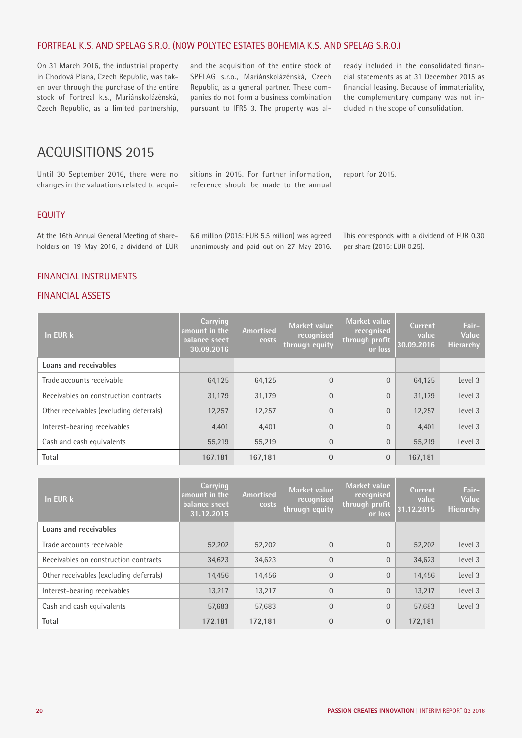## FORTREAL K.S. AND SPELAG S.R.O. (NOW POLYTEC ESTATES BOHEMIA K.S. AND SPELAG S.R.O.)

On 31 March 2016, the industrial property in Chodová Planá, Czech Republic, was taken over through the purchase of the entire stock of Fortreal k.s., Mariánskolázénská, Czech Republic, as a limited partnership, and the acquisition of the entire stock of SPELAG s.r.o., Mariánskolázénská, Czech Republic, as a general partner. These companies do not form a business combination pursuant to IFRS 3. The property was already included in the consolidated financial statements as at 31 December 2015 as financial leasing. Because of immateriality, the complementary company was not included in the scope of consolidation.

# ACQUISITIONS 2015

Until 30 September 2016, there were no changes in the valuations related to acquisitions in 2015. For further information, reference should be made to the annual report for 2015.

## EQUITY

At the 16th Annual General Meeting of shareholders on 19 May 2016, a dividend of EUR 6.6 million (2015: EUR 5.5 million) was agreed unanimously and paid out on 27 May 2016. This corresponds with a dividend of EUR 0.30 per share (2015: EUR 0.25).

## FINANCIAL INSTRUMENTS

## FINANCIAL ASSETS

| In EUR k | Carrying amount in the balance sheet 30.09.2016 | Amortised costs | Market value recognised through equity | Market value recognised through profit or loss | Current value 30.09.2016 | Fair-Value Hierarchy |
|---|---|---|---|---|---|---|
| **Loans and receivables** | | | | | | |
| Trade accounts receivable | 64,125 | 64,125 | 0 | 0 | 64,125 | Level 3 |
| Receivables on construction contracts | 31,179 | 31,179 | 0 | 0 | 31,179 | Level 3 |
| Other receivables (excluding deferrals) | 12,257 | 12,257 | 0 | 0 | 12,257 | Level 3 |
| Interest-bearing receivables | 4,401 | 4,401 | 0 | 0 | 4,401 | Level 3 |
| Cash and cash equivalents | 55,219 | 55,219 | 0 | 0 | 55,219 | Level 3 |
| Total | 167,181 | 167,181 | 0 | 0 | 167,181 | |

| In EUR k | Carrying amount in the balance sheet 31.12.2015 | Amortised costs | Market value recognised through equity | Market value recognised through profit or loss | Current value 31.12.2015 | Fair-Value Hierarchy |
|---|---|---|---|---|---|---|
| **Loans and receivables** | | | | | | |
| Trade accounts receivable | 52,202 | 52,202 | 0 | 0 | 52,202 | Level 3 |
| Receivables on construction contracts | 34,623 | 34,623 | 0 | 0 | 34,623 | Level 3 |
| Other receivables (excluding deferrals) | 14,456 | 14,456 | 0 | 0 | 14,456 | Level 3 |
| Interest-bearing receivables | 13,217 | 13,217 | 0 | 0 | 13,217 | Level 3 |
| Cash and cash equivalents | 57,683 | 57,683 | 0 | 0 | 57,683 | Level 3 |
| Total | 172,181 | 172,181 | 0 | 0 | 172,181 | |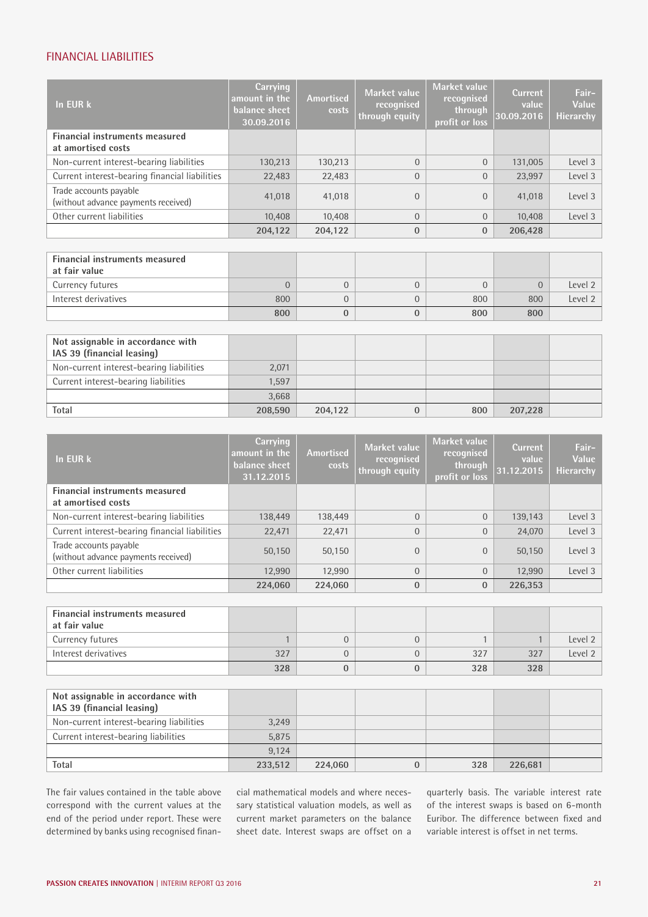## FINANCIAL LIABILITIES

| In EUR k | Carrying amount in the balance sheet 30.09.2016 | Amortised costs | Market value recognised through equity | Market value recognised through profit or loss | Current value 30.09.2016 | Fair-Value Hierarchy |
|---|---|---|---|---|---|---|
| **Financial instruments measured at amortised costs** | | | | | | |
| Non-current interest-bearing liabilities | 130,213 | 130,213 | 0 | 0 | 131,005 | Level 3 |
| Current interest-bearing financial liabilities | 22,483 | 22,483 | 0 | 0 | 23,997 | Level 3 |
| Trade accounts payable (without advance payments received) | 41,018 | 41,018 | 0 | 0 | 41,018 | Level 3 |
| Other current liabilities | 10,408 | 10,408 | 0 | 0 | 10,408 | Level 3 |
| | **204,122** | **204,122** | **0** | **0** | **206,428** | |
| **Financial instruments measured at fair value** | | | | | | |
| Currency futures | 0 | 0 | 0 | 0 | 0 | Level 2 |
| Interest derivatives | 800 | 0 | 0 | 800 | 800 | Level 2 |
| | **800** | **0** | **0** | **800** | **800** | |
| **Not assignable in accordance with IAS 39 (financial leasing)** | | | | | | |
| Non-current interest-bearing liabilities | 2,071 | | | | | |
| Current interest-bearing liabilities | 1,597 | | | | | |
| | 3,668 | | | | | |
| Total | 208,590 | 204,122 | 0 | 800 | 207,228 | |

| In EUR k | Carrying amount in the balance sheet 31.12.2015 | Amortised costs | Market value recognised through equity | Market value recognised through profit or loss | Current value 31.12.2015 | Fair-Value Hierarchy |
|---|---|---|---|---|---|---|
| **Financial instruments measured at amortised costs** | | | | | | |
| Non-current interest-bearing liabilities | 138,449 | 138,449 | 0 | 0 | 139,143 | Level 3 |
| Current interest-bearing financial liabilities | 22,471 | 22,471 | 0 | 0 | 24,070 | Level 3 |
| Trade accounts payable (without advance payments received) | 50,150 | 50,150 | 0 | 0 | 50,150 | Level 3 |
| Other current liabilities | 12,990 | 12,990 | 0 | 0 | 12,990 | Level 3 |
| | **224,060** | **224,060** | **0** | **0** | **226,353** | |
| **Financial instruments measured at fair value** | | | | | | |
| Currency futures | 1 | 0 | 0 | 1 | 1 | Level 2 |
| Interest derivatives | 327 | 0 | 0 | 327 | 327 | Level 2 |
| | **328** | **0** | **0** | **328** | **328** | |
| **Not assignable in accordance with IAS 39 (financial leasing)** | | | | | | |
| Non-current interest-bearing liabilities | 3,249 | | | | | |
| Current interest-bearing liabilities | 5,875 | | | | | |
| | 9,124 | | | | | |
| Total | 233,512 | 224,060 | 0 | 328 | 226,681 | |

The fair values contained in the table above correspond with the current values at the end of the period under report. These were determined by banks using recognised financial mathematical models and where necessary statistical valuation models, as well as current market parameters on the balance sheet date. Interest swaps are offset on a quarterly basis. The variable interest rate of the interest swaps is based on 6-month Euribor. The difference between fixed and variable interest is offset in net terms.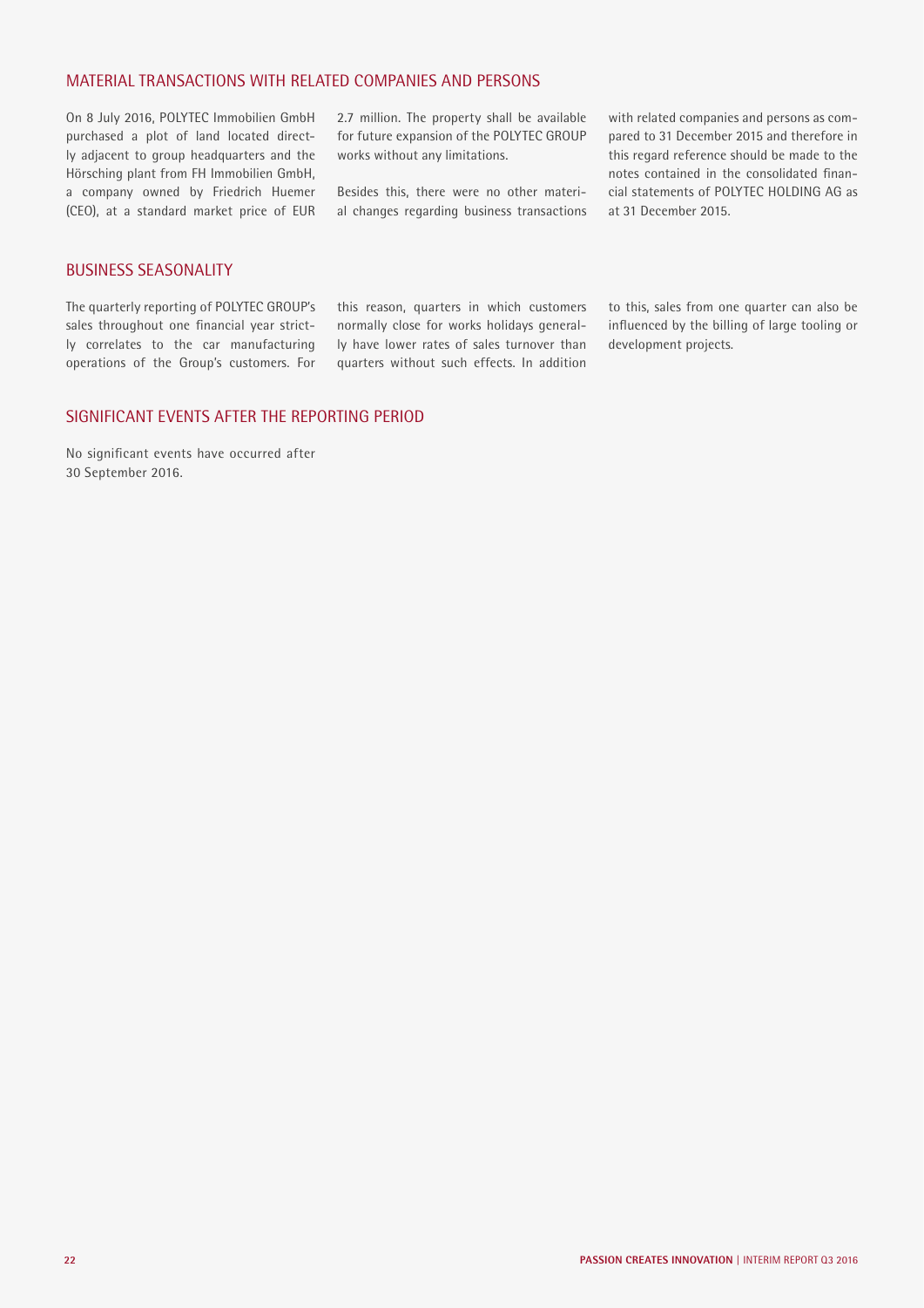## MATERIAL TRANSACTIONS WITH RELATED COMPANIES AND PERSONS

On 8 July 2016, POLYTEC Immobilien GmbH purchased a plot of land located directly adjacent to group headquarters and the Hörsching plant from FH Immobilien GmbH, a company owned by Friedrich Huemer (CEO), at a standard market price of EUR 2.7 million. The property shall be available for future expansion of the POLYTEC GROUP works without any limitations.

Besides this, there were no other material changes regarding business transactions with related companies and persons as compared to 31 December 2015 and therefore in this regard reference should be made to the notes contained in the consolidated financial statements of POLYTEC HOLDING AG as at 31 December 2015.

## BUSINESS SEASONALITY

The quarterly reporting of POLYTEC GROUP's sales throughout one financial year strictly correlates to the car manufacturing operations of the Group's customers. For this reason, quarters in which customers normally close for works holidays generally have lower rates of sales turnover than quarters without such effects. In addition to this, sales from one quarter can also be influenced by the billing of large tooling or development projects.

## SIGNIFICANT EVENTS AFTER THE REPORTING PERIOD

No significant events have occurred after 30 September 2016.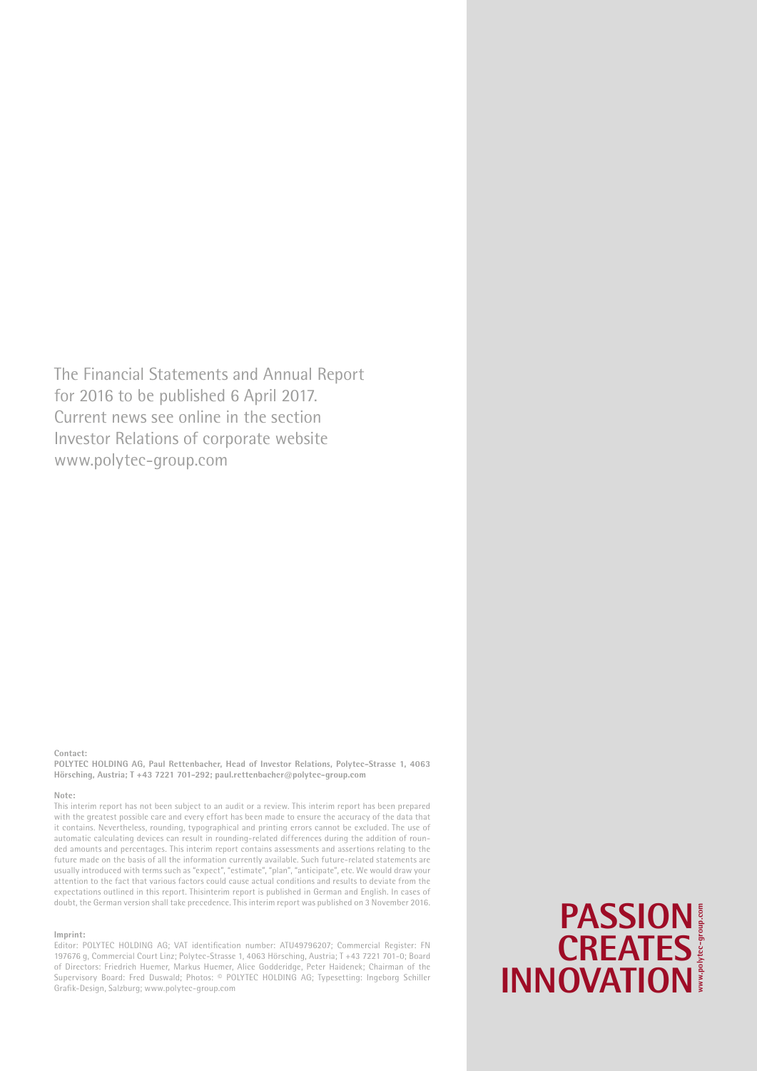The Financial Statements and Annual Report for 2016 to be published 6 April 2017. Current news see online in the section Investor Relations of corporate website www.polytec-group.com

**Contact:**
**POLYTEC HOLDING AG, Paul Rettenbacher, Head of Investor Relations, Polytec-Strasse 1, 4063 Hörsching, Austria; T +43 7221 701-292; paul.rettenbacher@polytec-group.com**

**Note:**
This interim report has not been subject to an audit or a review. This interim report has been prepared with the greatest possible care and every effort has been made to ensure the accuracy of the data that it contains. Nevertheless, rounding, typographical and printing errors cannot be excluded. The use of automatic calculating devices can result in rounding-related differences during the addition of rounded amounts and percentages. This interim report contains assessments and assertions relating to the future made on the basis of all the information currently available. Such future-related statements are usually introduced with terms such as "expect", "estimate", "plan", "anticipate", etc. We would draw your attention to the fact that various factors could cause actual conditions and results to deviate from the expectations outlined in this report. Thisinterim report is published in German and English. In cases of doubt, the German version shall take precedence. This interim report was published on 3 November 2016.

**Imprint:**
Editor: POLYTEC HOLDING AG; VAT identification number: ATU49796207; Commercial Register: FN 197676 g, Commercial Court Linz; Polytec-Strasse 1, 4063 Hörsching, Austria; T +43 7221 701-0; Board of Directors: Friedrich Huemer, Markus Huemer, Alice Godderidge, Peter Haidenek; Chairman of the Supervisory Board: Fred Duswald; Photos: © POLYTEC HOLDING AG; Typesetting: Ingeborg Schiller Grafik-Design, Salzburg; www.polytec-group.com

**PASSION CREATES INNOVATION**

www.polytec-group.com